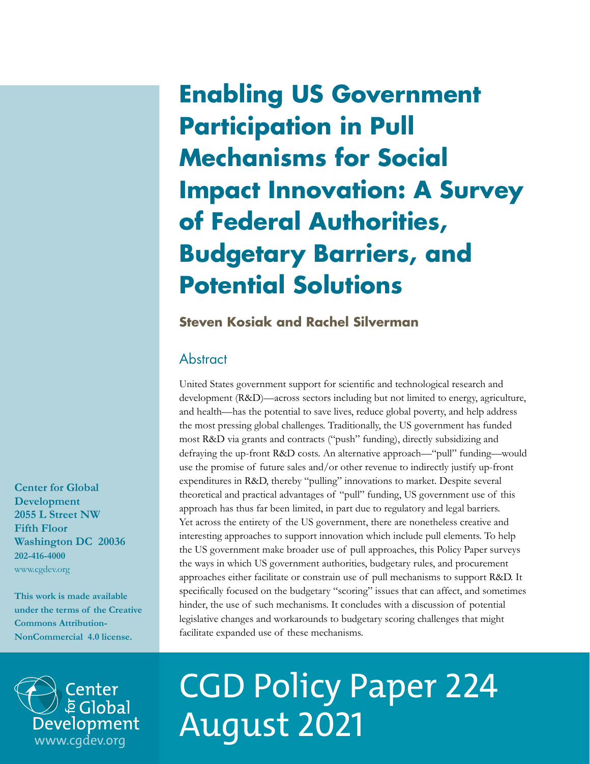# Enabling US Government Participation in Pull Mechanisms for Social Impact Innovation: A Survey of Federal Authorities, Budgetary Barriers, and Potential Solutions

**Steven Kosiak and Rachel Silverman**

## Abstract

United States government support for scientific and technological research and development (R&D)—across sectors including but not limited to energy, agriculture, and health—has the potential to save lives, reduce global poverty, and help address the most pressing global challenges. Traditionally, the US government has funded most R&D via grants and contracts ("push" funding), directly subsidizing and defraying the up-front R&D costs. An alternative approach—"pull" funding—would use the promise of future sales and/or other revenue to indirectly justify up-front expenditures in R&D, thereby "pulling" innovations to market. Despite several theoretical and practical advantages of "pull" funding, US government use of this approach has thus far been limited, in part due to regulatory and legal barriers. Yet across the entirety of the US government, there are nonetheless creative and interesting approaches to support innovation which include pull elements. To help the US government make broader use of pull approaches, this Policy Paper surveys the ways in which US government authorities, budgetary rules, and procurement approaches either facilitate or constrain use of pull mechanisms to support R&D. It specifically focused on the budgetary "scoring" issues that can affect, and sometimes hinder, the use of such mechanisms. It concludes with a discussion of potential legislative changes and workarounds to budgetary scoring challenges that might facilitate expanded use of these mechanisms.

**Center for Global Development**
**2055 L Street NW**
**Fifth Floor**
**Washington DC 20036**
**202-416-4000**
www.cgdev.org

**This work is made available under the terms of the Creative Commons Attribution-NonCommercial 4.0 license.**

Center for Global Development
www.cgdev.org

CGD Policy Paper 224
August 2021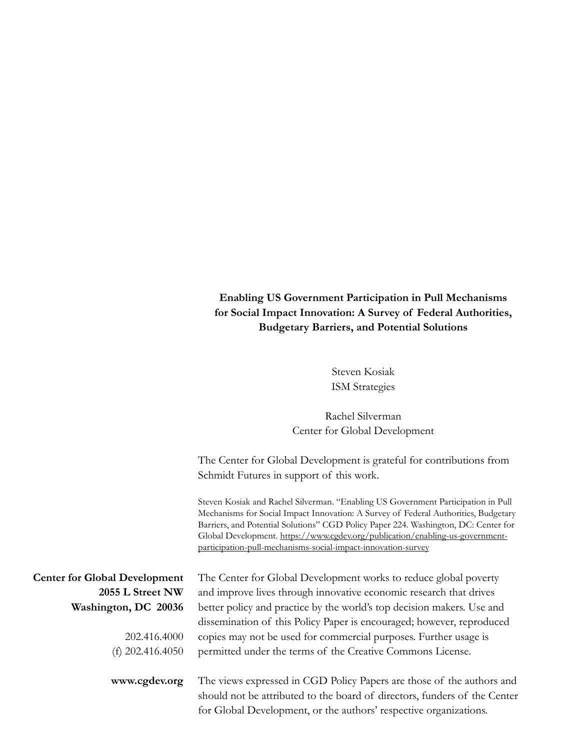**Enabling US Government Participation in Pull Mechanisms for Social Impact Innovation: A Survey of Federal Authorities, Budgetary Barriers, and Potential Solutions**

Steven Kosiak
ISM Strategies

Rachel Silverman
Center for Global Development

The Center for Global Development is grateful for contributions from Schmidt Futures in support of this work.

Steven Kosiak and Rachel Silverman. "Enabling US Government Participation in Pull Mechanisms for Social Impact Innovation: A Survey of Federal Authorities, Budgetary Barriers, and Potential Solutions" CGD Policy Paper 224. Washington, DC: Center for Global Development. https://www.cgdev.org/publication/enabling-us-government-participation-pull-mechanisms-social-impact-innovation-survey

**Center for Global Development**
**2055 L Street NW**
**Washington, DC 20036**

202.416.4000
(f) 202.416.4050

**www.cgdev.org**

The Center for Global Development works to reduce global poverty and improve lives through innovative economic research that drives better policy and practice by the world's top decision makers. Use and dissemination of this Policy Paper is encouraged; however, reproduced copies may not be used for commercial purposes. Further usage is permitted under the terms of the Creative Commons License.

The views expressed in CGD Policy Papers are those of the authors and should not be attributed to the board of directors, funders of the Center for Global Development, or the authors' respective organizations.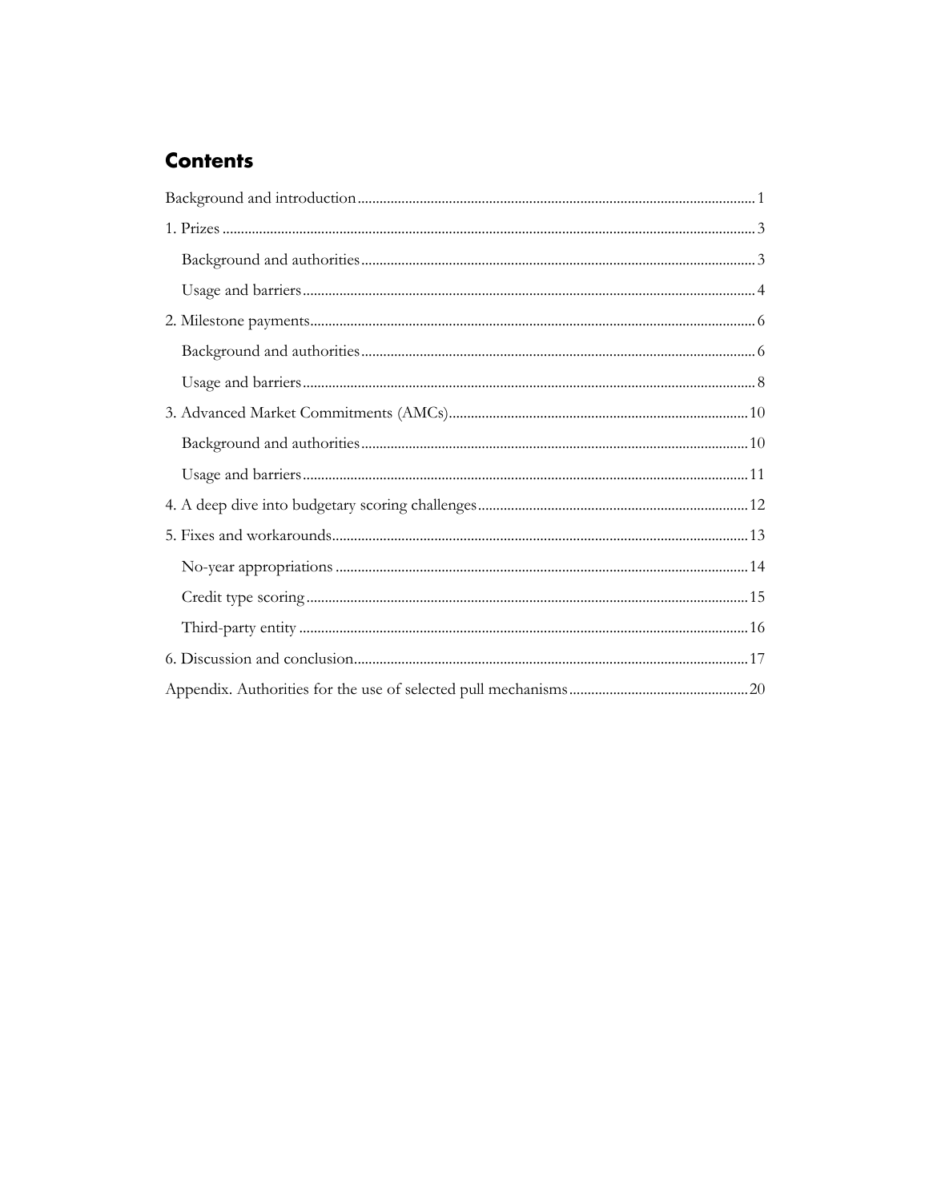## Contents

- Background and introduction ... 1
- 1. Prizes ... 3
  - Background and authorities ... 3
  - Usage and barriers ... 4
- 2. Milestone payments ... 6
  - Background and authorities ... 6
  - Usage and barriers ... 8
- 3. Advanced Market Commitments (AMCs) ... 10
  - Background and authorities ... 10
  - Usage and barriers ... 11
- 4. A deep dive into budgetary scoring challenges ... 12
- 5. Fixes and workarounds ... 13
  - No-year appropriations ... 14
  - Credit type scoring ... 15
  - Third-party entity ... 16
- 6. Discussion and conclusion ... 17
- Appendix. Authorities for the use of selected pull mechanisms ... 20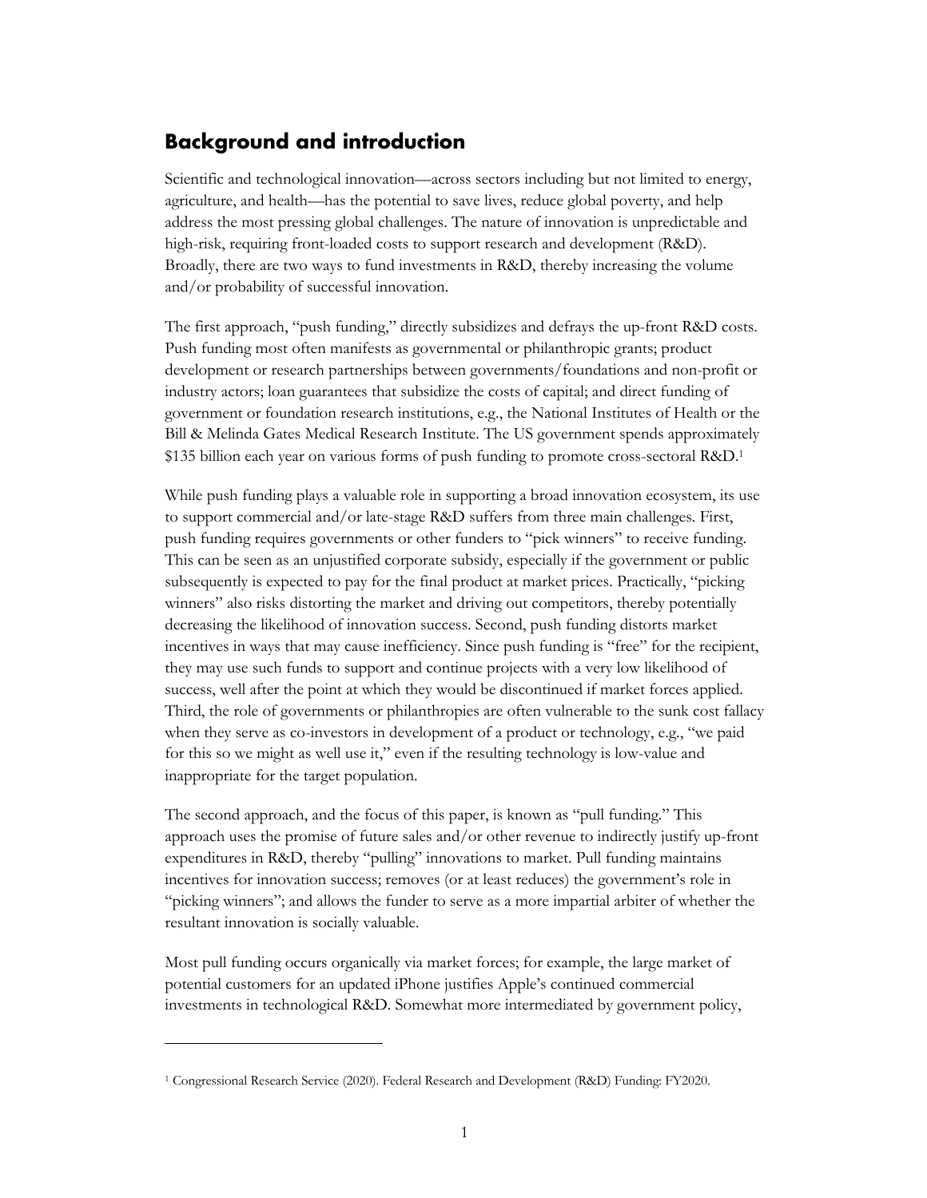## Background and introduction

Scientific and technological innovation—across sectors including but not limited to energy, agriculture, and health—has the potential to save lives, reduce global poverty, and help address the most pressing global challenges. The nature of innovation is unpredictable and high-risk, requiring front-loaded costs to support research and development (R&D). Broadly, there are two ways to fund investments in R&D, thereby increasing the volume and/or probability of successful innovation.

The first approach, "push funding," directly subsidizes and defrays the up-front R&D costs. Push funding most often manifests as governmental or philanthropic grants; product development or research partnerships between governments/foundations and non-profit or industry actors; loan guarantees that subsidize the costs of capital; and direct funding of government or foundation research institutions, e.g., the National Institutes of Health or the Bill & Melinda Gates Medical Research Institute. The US government spends approximately $135 billion each year on various forms of push funding to promote cross-sectoral R&D.[1]

While push funding plays a valuable role in supporting a broad innovation ecosystem, its use to support commercial and/or late-stage R&D suffers from three main challenges. First, push funding requires governments or other funders to "pick winners" to receive funding. This can be seen as an unjustified corporate subsidy, especially if the government or public subsequently is expected to pay for the final product at market prices. Practically, "picking winners" also risks distorting the market and driving out competitors, thereby potentially decreasing the likelihood of innovation success. Second, push funding distorts market incentives in ways that may cause inefficiency. Since push funding is "free" for the recipient, they may use such funds to support and continue projects with a very low likelihood of success, well after the point at which they would be discontinued if market forces applied. Third, the role of governments or philanthropies are often vulnerable to the sunk cost fallacy when they serve as co-investors in development of a product or technology, e.g., "we paid for this so we might as well use it," even if the resulting technology is low-value and inappropriate for the target population.

The second approach, and the focus of this paper, is known as "pull funding." This approach uses the promise of future sales and/or other revenue to indirectly justify up-front expenditures in R&D, thereby "pulling" innovations to market. Pull funding maintains incentives for innovation success; removes (or at least reduces) the government's role in "picking winners"; and allows the funder to serve as a more impartial arbiter of whether the resultant innovation is socially valuable.

Most pull funding occurs organically via market forces; for example, the large market of potential customers for an updated iPhone justifies Apple's continued commercial investments in technological R&D. Somewhat more intermediated by government policy,

[1] Congressional Research Service (2020). Federal Research and Development (R&D) Funding: FY2020.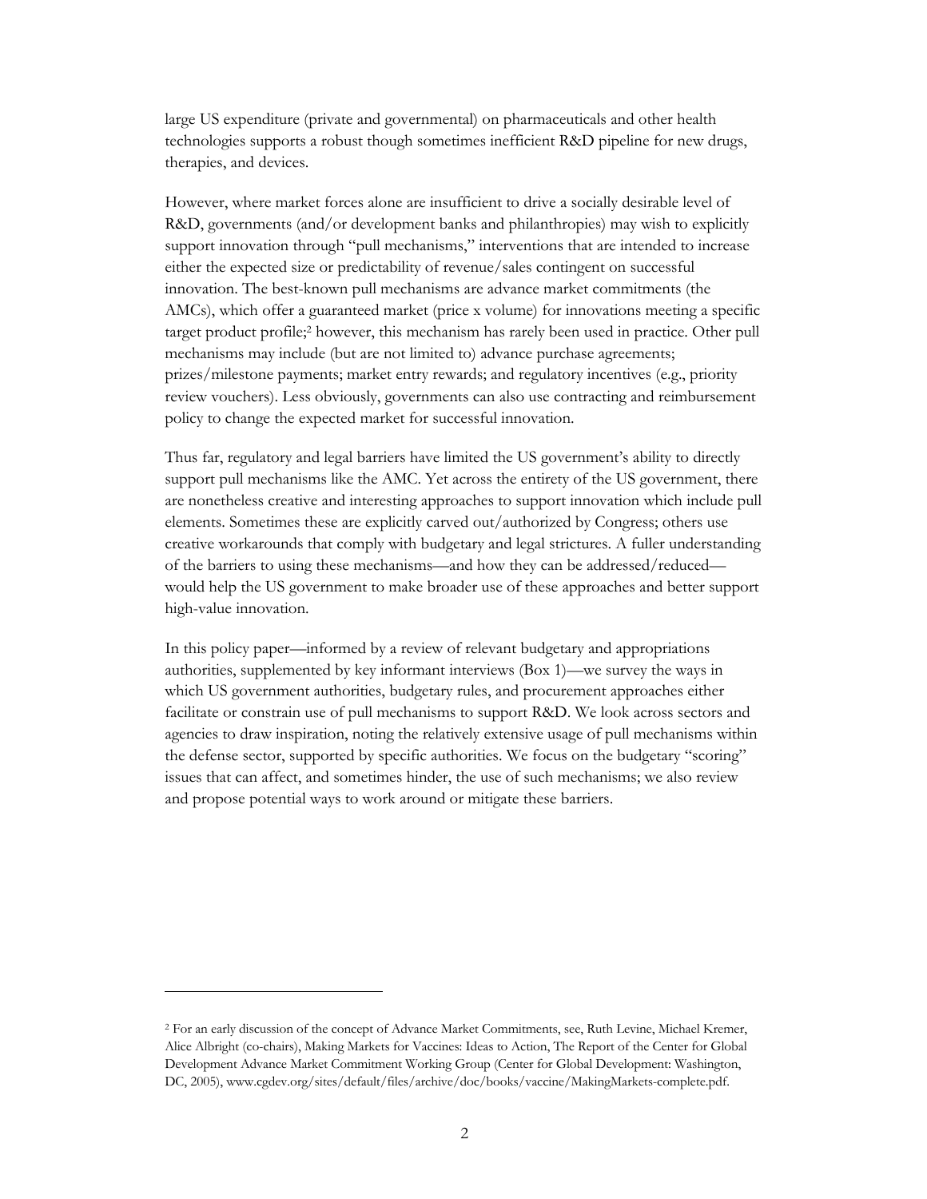large US expenditure (private and governmental) on pharmaceuticals and other health technologies supports a robust though sometimes inefficient R&D pipeline for new drugs, therapies, and devices.

However, where market forces alone are insufficient to drive a socially desirable level of R&D, governments (and/or development banks and philanthropies) may wish to explicitly support innovation through "pull mechanisms," interventions that are intended to increase either the expected size or predictability of revenue/sales contingent on successful innovation. The best-known pull mechanisms are advance market commitments (the AMCs), which offer a guaranteed market (price x volume) for innovations meeting a specific target product profile;[2] however, this mechanism has rarely been used in practice. Other pull mechanisms may include (but are not limited to) advance purchase agreements; prizes/milestone payments; market entry rewards; and regulatory incentives (e.g., priority review vouchers). Less obviously, governments can also use contracting and reimbursement policy to change the expected market for successful innovation.

Thus far, regulatory and legal barriers have limited the US government's ability to directly support pull mechanisms like the AMC. Yet across the entirety of the US government, there are nonetheless creative and interesting approaches to support innovation which include pull elements. Sometimes these are explicitly carved out/authorized by Congress; others use creative workarounds that comply with budgetary and legal strictures. A fuller understanding of the barriers to using these mechanisms—and how they can be addressed/reduced—would help the US government to make broader use of these approaches and better support high-value innovation.

In this policy paper—informed by a review of relevant budgetary and appropriations authorities, supplemented by key informant interviews (Box 1)—we survey the ways in which US government authorities, budgetary rules, and procurement approaches either facilitate or constrain use of pull mechanisms to support R&D. We look across sectors and agencies to draw inspiration, noting the relatively extensive usage of pull mechanisms within the defense sector, supported by specific authorities. We focus on the budgetary "scoring" issues that can affect, and sometimes hinder, the use of such mechanisms; we also review and propose potential ways to work around or mitigate these barriers.

---

[2] For an early discussion of the concept of Advance Market Commitments, see, Ruth Levine, Michael Kremer, Alice Albright (co-chairs), Making Markets for Vaccines: Ideas to Action, The Report of the Center for Global Development Advance Market Commitment Working Group (Center for Global Development: Washington, DC, 2005), www.cgdev.org/sites/default/files/archive/doc/books/vaccine/MakingMarkets-complete.pdf.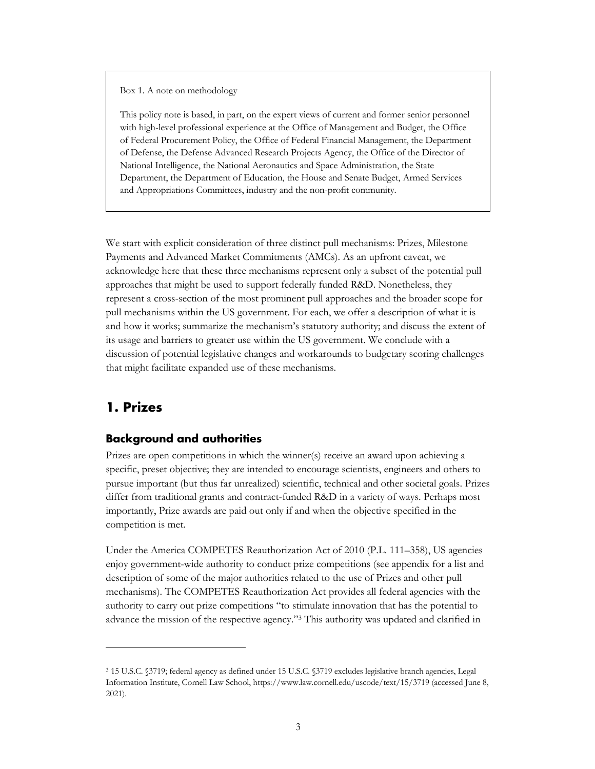> Box 1. A note on methodology
>
> This policy note is based, in part, on the expert views of current and former senior personnel with high-level professional experience at the Office of Management and Budget, the Office of Federal Procurement Policy, the Office of Federal Financial Management, the Department of Defense, the Defense Advanced Research Projects Agency, the Office of the Director of National Intelligence, the National Aeronautics and Space Administration, the State Department, the Department of Education, the House and Senate Budget, Armed Services and Appropriations Committees, industry and the non-profit community.

We start with explicit consideration of three distinct pull mechanisms: Prizes, Milestone Payments and Advanced Market Commitments (AMCs). As an upfront caveat, we acknowledge here that these three mechanisms represent only a subset of the potential pull approaches that might be used to support federally funded R&D. Nonetheless, they represent a cross-section of the most prominent pull approaches and the broader scope for pull mechanisms within the US government. For each, we offer a description of what it is and how it works; summarize the mechanism's statutory authority; and discuss the extent of its usage and barriers to greater use within the US government. We conclude with a discussion of potential legislative changes and workarounds to budgetary scoring challenges that might facilitate expanded use of these mechanisms.

## 1. Prizes

### Background and authorities

Prizes are open competitions in which the winner(s) receive an award upon achieving a specific, preset objective; they are intended to encourage scientists, engineers and others to pursue important (but thus far unrealized) scientific, technical and other societal goals. Prizes differ from traditional grants and contract-funded R&D in a variety of ways. Perhaps most importantly, Prize awards are paid out only if and when the objective specified in the competition is met.

Under the America COMPETES Reauthorization Act of 2010 (P.L. 111–358), US agencies enjoy government-wide authority to conduct prize competitions (see appendix for a list and description of some of the major authorities related to the use of Prizes and other pull mechanisms). The COMPETES Reauthorization Act provides all federal agencies with the authority to carry out prize competitions "to stimulate innovation that has the potential to advance the mission of the respective agency."[3] This authority was updated and clarified in

[3] 15 U.S.C. §3719; federal agency as defined under 15 U.S.C. §3719 excludes legislative branch agencies, Legal Information Institute, Cornell Law School, https://www.law.cornell.edu/uscode/text/15/3719 (accessed June 8, 2021).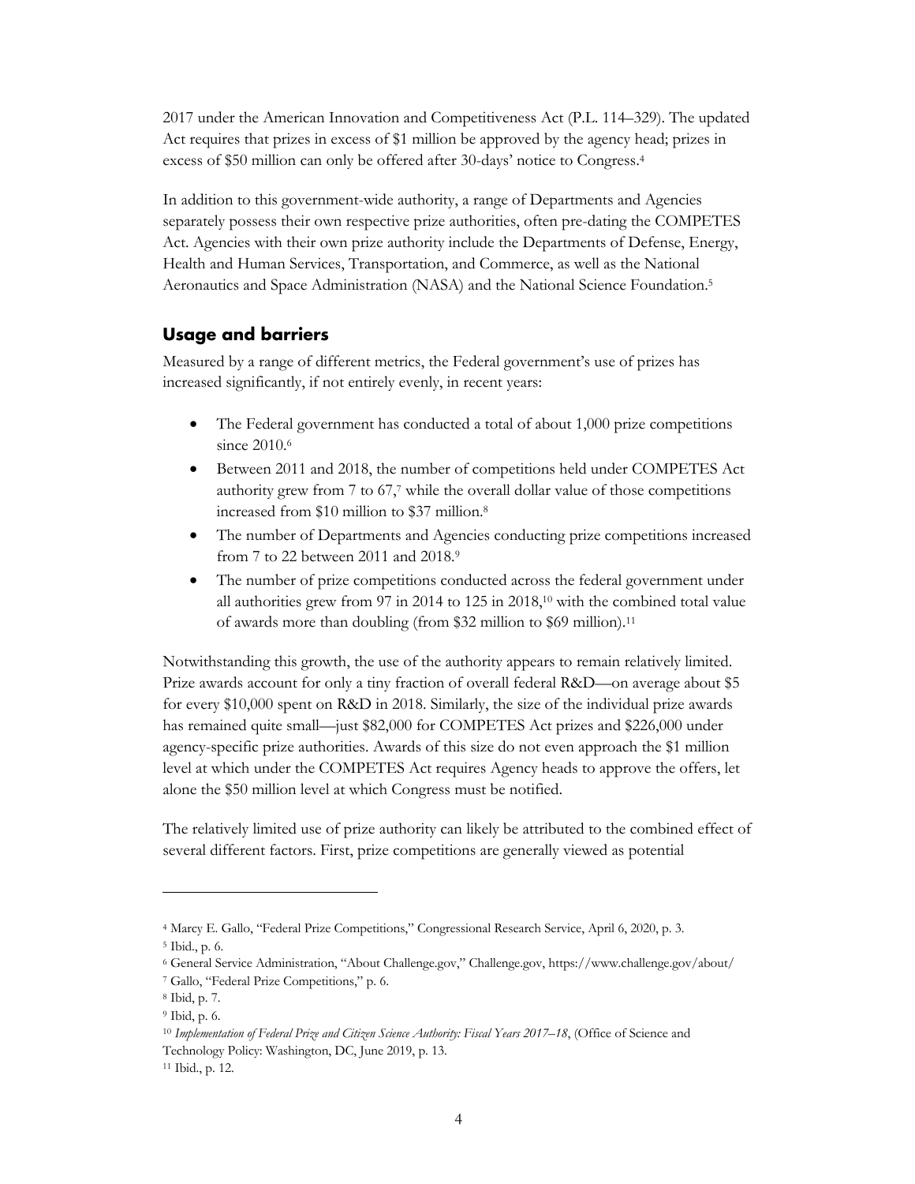2017 under the American Innovation and Competitiveness Act (P.L. 114–329). The updated Act requires that prizes in excess of $1 million be approved by the agency head; prizes in excess of $50 million can only be offered after 30-days' notice to Congress.[4]

In addition to this government-wide authority, a range of Departments and Agencies separately possess their own respective prize authorities, often pre-dating the COMPETES Act. Agencies with their own prize authority include the Departments of Defense, Energy, Health and Human Services, Transportation, and Commerce, as well as the National Aeronautics and Space Administration (NASA) and the National Science Foundation.[5]

## Usage and barriers

Measured by a range of different metrics, the Federal government's use of prizes has increased significantly, if not entirely evenly, in recent years:

- The Federal government has conducted a total of about 1,000 prize competitions since 2010.[6]
- Between 2011 and 2018, the number of competitions held under COMPETES Act authority grew from 7 to 67,[7] while the overall dollar value of those competitions increased from $10 million to $37 million.[8]
- The number of Departments and Agencies conducting prize competitions increased from 7 to 22 between 2011 and 2018.[9]
- The number of prize competitions conducted across the federal government under all authorities grew from 97 in 2014 to 125 in 2018,[10] with the combined total value of awards more than doubling (from $32 million to $69 million).[11]

Notwithstanding this growth, the use of the authority appears to remain relatively limited. Prize awards account for only a tiny fraction of overall federal R&D—on average about $5 for every $10,000 spent on R&D in 2018. Similarly, the size of the individual prize awards has remained quite small—just $82,000 for COMPETES Act prizes and $226,000 under agency-specific prize authorities. Awards of this size do not even approach the $1 million level at which under the COMPETES Act requires Agency heads to approve the offers, let alone the $50 million level at which Congress must be notified.

The relatively limited use of prize authority can likely be attributed to the combined effect of several different factors. First, prize competitions are generally viewed as potential

---

[4] Marcy E. Gallo, "Federal Prize Competitions," Congressional Research Service, April 6, 2020, p. 3.

[5] Ibid., p. 6.

[6] General Service Administration, "About Challenge.gov," Challenge.gov, https://www.challenge.gov/about/

[7] Gallo, "Federal Prize Competitions," p. 6.

[8] Ibid, p. 7.

[9] Ibid, p. 6.

[10] *Implementation of Federal Prize and Citizen Science Authority: Fiscal Years 2017–18*, (Office of Science and Technology Policy: Washington, DC, June 2019, p. 13.

[11] Ibid., p. 12.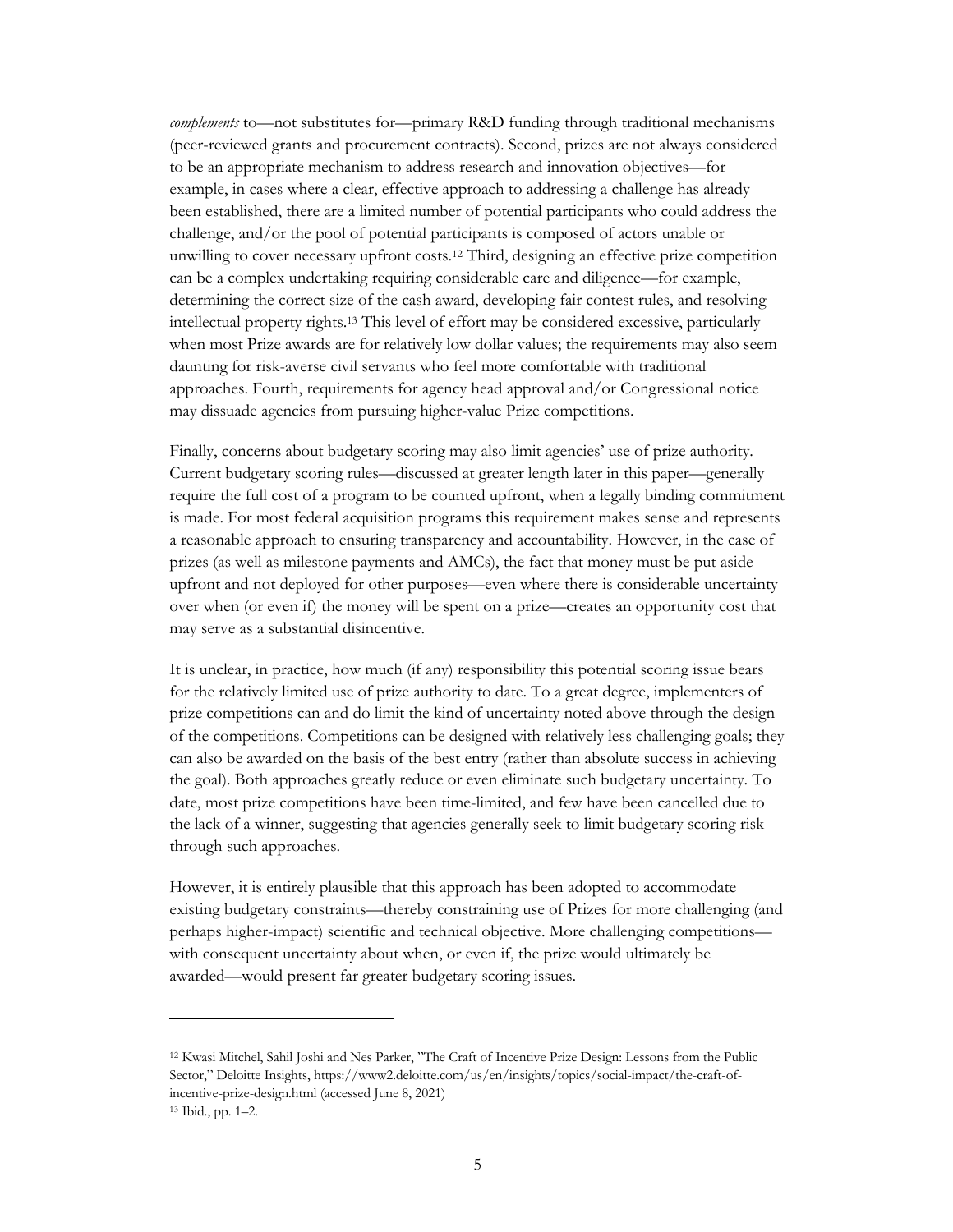*complements* to—not substitutes for—primary R&D funding through traditional mechanisms (peer-reviewed grants and procurement contracts). Second, prizes are not always considered to be an appropriate mechanism to address research and innovation objectives—for example, in cases where a clear, effective approach to addressing a challenge has already been established, there are a limited number of potential participants who could address the challenge, and/or the pool of potential participants is composed of actors unable or unwilling to cover necessary upfront costs.[12] Third, designing an effective prize competition can be a complex undertaking requiring considerable care and diligence—for example, determining the correct size of the cash award, developing fair contest rules, and resolving intellectual property rights.[13] This level of effort may be considered excessive, particularly when most Prize awards are for relatively low dollar values; the requirements may also seem daunting for risk-averse civil servants who feel more comfortable with traditional approaches. Fourth, requirements for agency head approval and/or Congressional notice may dissuade agencies from pursuing higher-value Prize competitions.

Finally, concerns about budgetary scoring may also limit agencies' use of prize authority. Current budgetary scoring rules—discussed at greater length later in this paper—generally require the full cost of a program to be counted upfront, when a legally binding commitment is made. For most federal acquisition programs this requirement makes sense and represents a reasonable approach to ensuring transparency and accountability. However, in the case of prizes (as well as milestone payments and AMCs), the fact that money must be put aside upfront and not deployed for other purposes—even where there is considerable uncertainty over when (or even if) the money will be spent on a prize—creates an opportunity cost that may serve as a substantial disincentive.

It is unclear, in practice, how much (if any) responsibility this potential scoring issue bears for the relatively limited use of prize authority to date. To a great degree, implementers of prize competitions can and do limit the kind of uncertainty noted above through the design of the competitions. Competitions can be designed with relatively less challenging goals; they can also be awarded on the basis of the best entry (rather than absolute success in achieving the goal). Both approaches greatly reduce or even eliminate such budgetary uncertainty. To date, most prize competitions have been time-limited, and few have been cancelled due to the lack of a winner, suggesting that agencies generally seek to limit budgetary scoring risk through such approaches.

However, it is entirely plausible that this approach has been adopted to accommodate existing budgetary constraints—thereby constraining use of Prizes for more challenging (and perhaps higher-impact) scientific and technical objective. More challenging competitions—with consequent uncertainty about when, or even if, the prize would ultimately be awarded—would present far greater budgetary scoring issues.

---

[12] Kwasi Mitchel, Sahil Joshi and Nes Parker, "The Craft of Incentive Prize Design: Lessons from the Public Sector," Deloitte Insights, https://www2.deloitte.com/us/en/insights/topics/social-impact/the-craft-of-incentive-prize-design.html (accessed June 8, 2021)

[13] Ibid., pp. 1–2.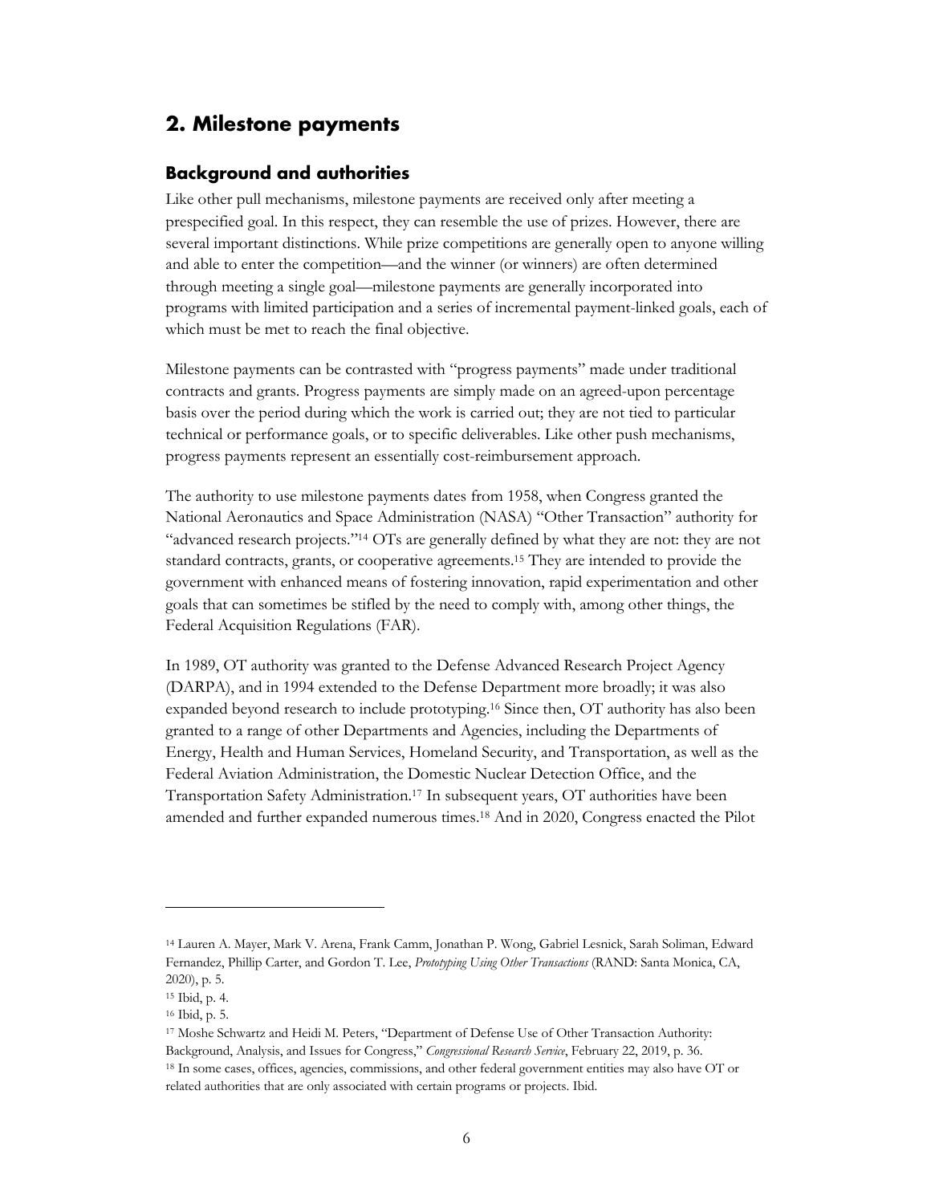## 2. Milestone payments

### Background and authorities

Like other pull mechanisms, milestone payments are received only after meeting a prespecified goal. In this respect, they can resemble the use of prizes. However, there are several important distinctions. While prize competitions are generally open to anyone willing and able to enter the competition—and the winner (or winners) are often determined through meeting a single goal—milestone payments are generally incorporated into programs with limited participation and a series of incremental payment-linked goals, each of which must be met to reach the final objective.

Milestone payments can be contrasted with "progress payments" made under traditional contracts and grants. Progress payments are simply made on an agreed-upon percentage basis over the period during which the work is carried out; they are not tied to particular technical or performance goals, or to specific deliverables. Like other push mechanisms, progress payments represent an essentially cost-reimbursement approach.

The authority to use milestone payments dates from 1958, when Congress granted the National Aeronautics and Space Administration (NASA) "Other Transaction" authority for "advanced research projects."[14] OTs are generally defined by what they are not: they are not standard contracts, grants, or cooperative agreements.[15] They are intended to provide the government with enhanced means of fostering innovation, rapid experimentation and other goals that can sometimes be stifled by the need to comply with, among other things, the Federal Acquisition Regulations (FAR).

In 1989, OT authority was granted to the Defense Advanced Research Project Agency (DARPA), and in 1994 extended to the Defense Department more broadly; it was also expanded beyond research to include prototyping.[16] Since then, OT authority has also been granted to a range of other Departments and Agencies, including the Departments of Energy, Health and Human Services, Homeland Security, and Transportation, as well as the Federal Aviation Administration, the Domestic Nuclear Detection Office, and the Transportation Safety Administration.[17] In subsequent years, OT authorities have been amended and further expanded numerous times.[18] And in 2020, Congress enacted the Pilot

---

[14] Lauren A. Mayer, Mark V. Arena, Frank Camm, Jonathan P. Wong, Gabriel Lesnick, Sarah Soliman, Edward Fernandez, Phillip Carter, and Gordon T. Lee, *Prototyping Using Other Transactions* (RAND: Santa Monica, CA, 2020), p. 5.

[15] Ibid, p. 4.

[16] Ibid, p. 5.

[17] Moshe Schwartz and Heidi M. Peters, "Department of Defense Use of Other Transaction Authority: Background, Analysis, and Issues for Congress," *Congressional Research Service*, February 22, 2019, p. 36.

[18] In some cases, offices, agencies, commissions, and other federal government entities may also have OT or related authorities that are only associated with certain programs or projects. Ibid.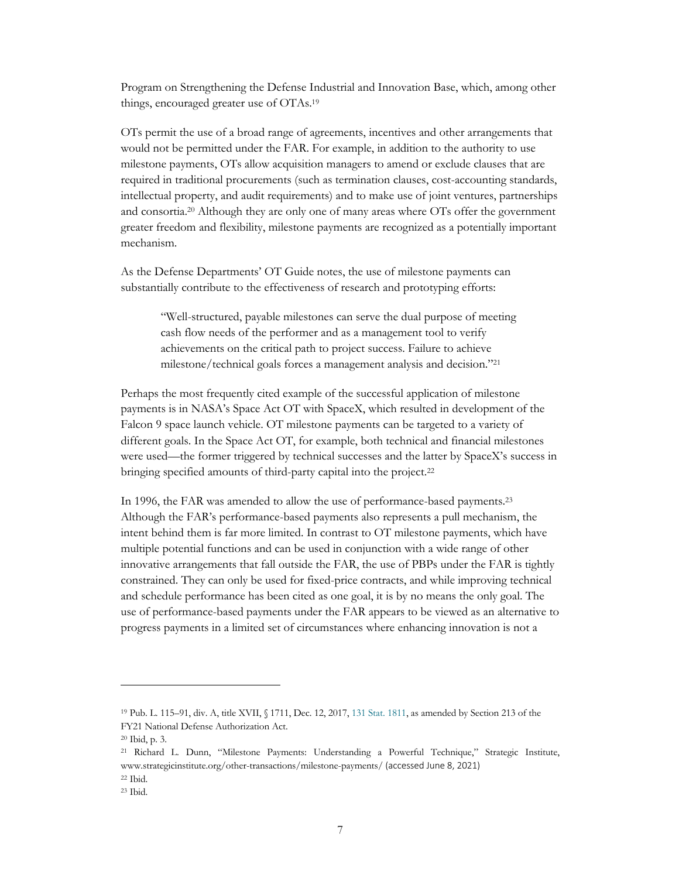Program on Strengthening the Defense Industrial and Innovation Base, which, among other things, encouraged greater use of OTAs.[19]

OTs permit the use of a broad range of agreements, incentives and other arrangements that would not be permitted under the FAR. For example, in addition to the authority to use milestone payments, OTs allow acquisition managers to amend or exclude clauses that are required in traditional procurements (such as termination clauses, cost-accounting standards, intellectual property, and audit requirements) and to make use of joint ventures, partnerships and consortia.[20] Although they are only one of many areas where OTs offer the government greater freedom and flexibility, milestone payments are recognized as a potentially important mechanism.

As the Defense Departments' OT Guide notes, the use of milestone payments can substantially contribute to the effectiveness of research and prototyping efforts:

> "Well-structured, payable milestones can serve the dual purpose of meeting cash flow needs of the performer and as a management tool to verify achievements on the critical path to project success. Failure to achieve milestone/technical goals forces a management analysis and decision."[21]

Perhaps the most frequently cited example of the successful application of milestone payments is in NASA's Space Act OT with SpaceX, which resulted in development of the Falcon 9 space launch vehicle. OT milestone payments can be targeted to a variety of different goals. In the Space Act OT, for example, both technical and financial milestones were used—the former triggered by technical successes and the latter by SpaceX's success in bringing specified amounts of third-party capital into the project.[22]

In 1996, the FAR was amended to allow the use of performance-based payments.[23] Although the FAR's performance-based payments also represents a pull mechanism, the intent behind them is far more limited. In contrast to OT milestone payments, which have multiple potential functions and can be used in conjunction with a wide range of other innovative arrangements that fall outside the FAR, the use of PBPs under the FAR is tightly constrained. They can only be used for fixed-price contracts, and while improving technical and schedule performance has been cited as one goal, it is by no means the only goal. The use of performance-based payments under the FAR appears to be viewed as an alternative to progress payments in a limited set of circumstances where enhancing innovation is not a

---

[19] Pub. L. 115–91, div. A, title XVII, § 1711, Dec. 12, 2017, 131 Stat. 1811, as amended by Section 213 of the FY21 National Defense Authorization Act.

[20] Ibid, p. 3.

[21] Richard L. Dunn, "Milestone Payments: Understanding a Powerful Technique," Strategic Institute, www.strategicinstitute.org/other-transactions/milestone-payments/ (accessed June 8, 2021)

[22] Ibid.

[23] Ibid.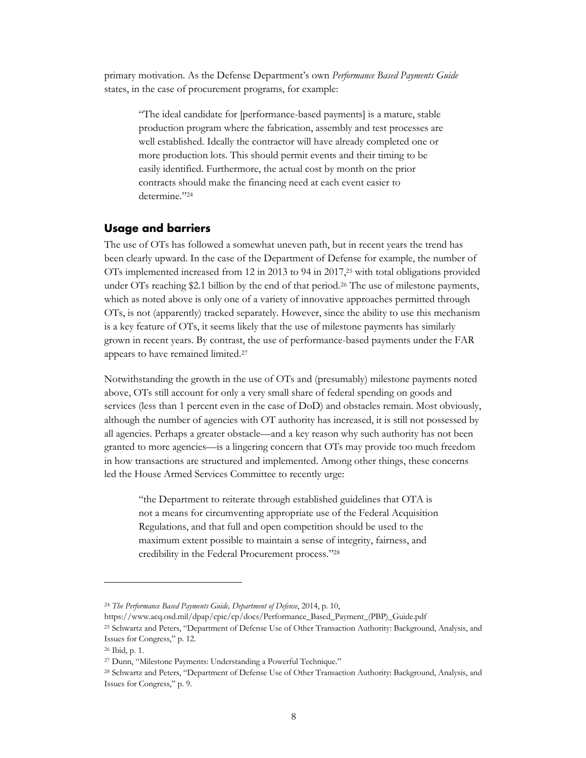primary motivation. As the Defense Department's own *Performance Based Payments Guide* states, in the case of procurement programs, for example:

> "The ideal candidate for [performance-based payments] is a mature, stable production program where the fabrication, assembly and test processes are well established. Ideally the contractor will have already completed one or more production lots. This should permit events and their timing to be easily identified. Furthermore, the actual cost by month on the prior contracts should make the financing need at each event easier to determine."[24]

## Usage and barriers

The use of OTs has followed a somewhat uneven path, but in recent years the trend has been clearly upward. In the case of the Department of Defense for example, the number of OTs implemented increased from 12 in 2013 to 94 in 2017,[25] with total obligations provided under OTs reaching $2.1 billion by the end of that period.[26] The use of milestone payments, which as noted above is only one of a variety of innovative approaches permitted through OTs, is not (apparently) tracked separately. However, since the ability to use this mechanism is a key feature of OTs, it seems likely that the use of milestone payments has similarly grown in recent years. By contrast, the use of performance-based payments under the FAR appears to have remained limited.[27]

Notwithstanding the growth in the use of OTs and (presumably) milestone payments noted above, OTs still account for only a very small share of federal spending on goods and services (less than 1 percent even in the case of DoD) and obstacles remain. Most obviously, although the number of agencies with OT authority has increased, it is still not possessed by all agencies. Perhaps a greater obstacle—and a key reason why such authority has not been granted to more agencies—is a lingering concern that OTs may provide too much freedom in how transactions are structured and implemented. Among other things, these concerns led the House Armed Services Committee to recently urge:

> "the Department to reiterate through established guidelines that OTA is not a means for circumventing appropriate use of the Federal Acquisition Regulations, and that full and open competition should be used to the maximum extent possible to maintain a sense of integrity, fairness, and credibility in the Federal Procurement process."[28]

---

[24] *The Performance Based Payments Guide, Department of Defense*, 2014, p. 10, https://www.acq.osd.mil/dpap/cpic/cp/docs/Performance_Based_Payment_(PBP)_Guide.pdf

[25] Schwartz and Peters, "Department of Defense Use of Other Transaction Authority: Background, Analysis, and Issues for Congress," p. 12.

[26] Ibid, p. 1.

[27] Dunn, "Milestone Payments: Understanding a Powerful Technique."

[28] Schwartz and Peters, "Department of Defense Use of Other Transaction Authority: Background, Analysis, and Issues for Congress," p. 9.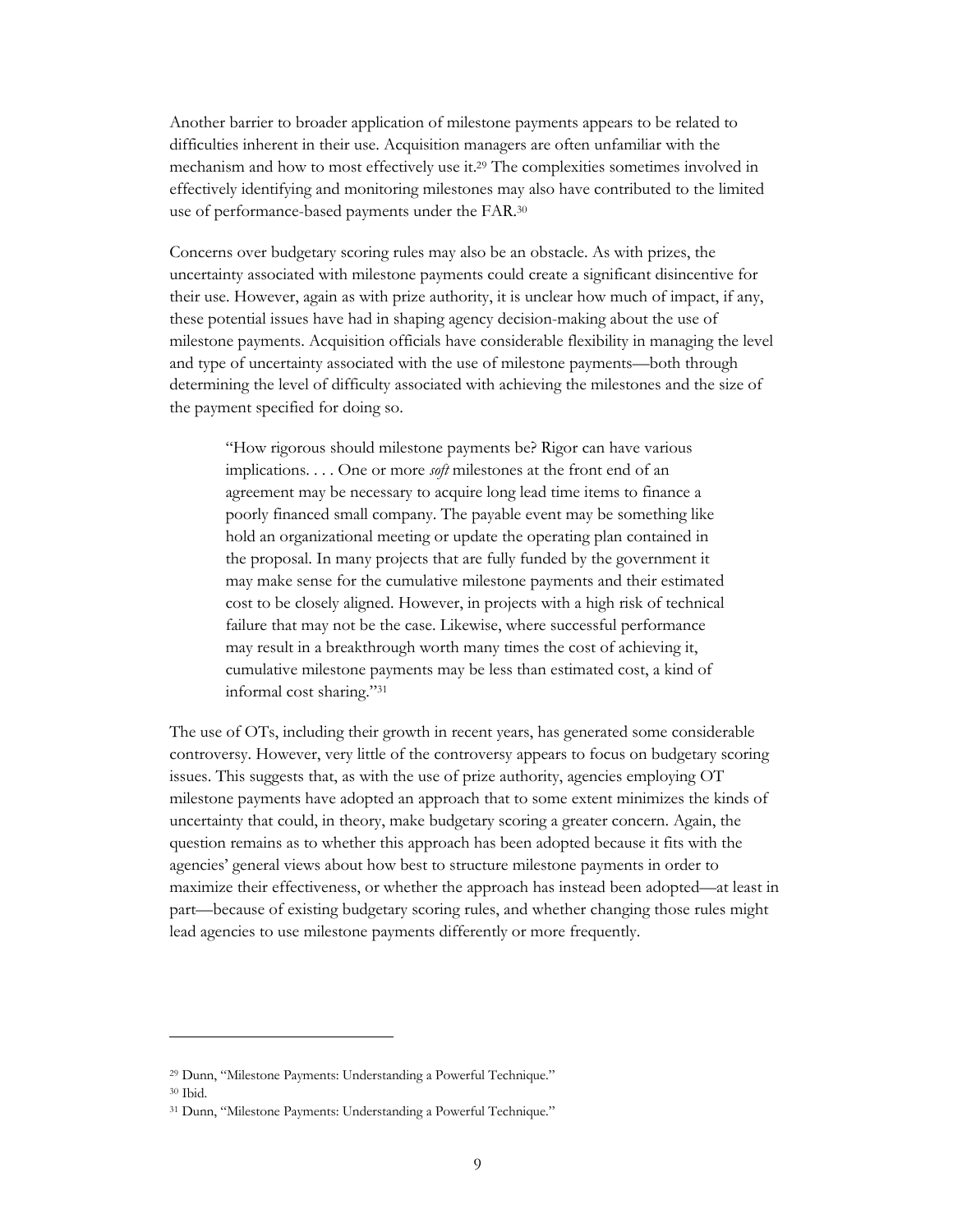Another barrier to broader application of milestone payments appears to be related to difficulties inherent in their use. Acquisition managers are often unfamiliar with the mechanism and how to most effectively use it.[29] The complexities sometimes involved in effectively identifying and monitoring milestones may also have contributed to the limited use of performance-based payments under the FAR.[30]

Concerns over budgetary scoring rules may also be an obstacle. As with prizes, the uncertainty associated with milestone payments could create a significant disincentive for their use. However, again as with prize authority, it is unclear how much of impact, if any, these potential issues have had in shaping agency decision-making about the use of milestone payments. Acquisition officials have considerable flexibility in managing the level and type of uncertainty associated with the use of milestone payments—both through determining the level of difficulty associated with achieving the milestones and the size of the payment specified for doing so.

> "How rigorous should milestone payments be? Rigor can have various implications. . . . One or more *soft* milestones at the front end of an agreement may be necessary to acquire long lead time items to finance a poorly financed small company. The payable event may be something like hold an organizational meeting or update the operating plan contained in the proposal. In many projects that are fully funded by the government it may make sense for the cumulative milestone payments and their estimated cost to be closely aligned. However, in projects with a high risk of technical failure that may not be the case. Likewise, where successful performance may result in a breakthrough worth many times the cost of achieving it, cumulative milestone payments may be less than estimated cost, a kind of informal cost sharing."[31]

The use of OTs, including their growth in recent years, has generated some considerable controversy. However, very little of the controversy appears to focus on budgetary scoring issues. This suggests that, as with the use of prize authority, agencies employing OT milestone payments have adopted an approach that to some extent minimizes the kinds of uncertainty that could, in theory, make budgetary scoring a greater concern. Again, the question remains as to whether this approach has been adopted because it fits with the agencies' general views about how best to structure milestone payments in order to maximize their effectiveness, or whether the approach has instead been adopted—at least in part—because of existing budgetary scoring rules, and whether changing those rules might lead agencies to use milestone payments differently or more frequently.

---

[29] Dunn, "Milestone Payments: Understanding a Powerful Technique."

[30] Ibid.

[31] Dunn, "Milestone Payments: Understanding a Powerful Technique."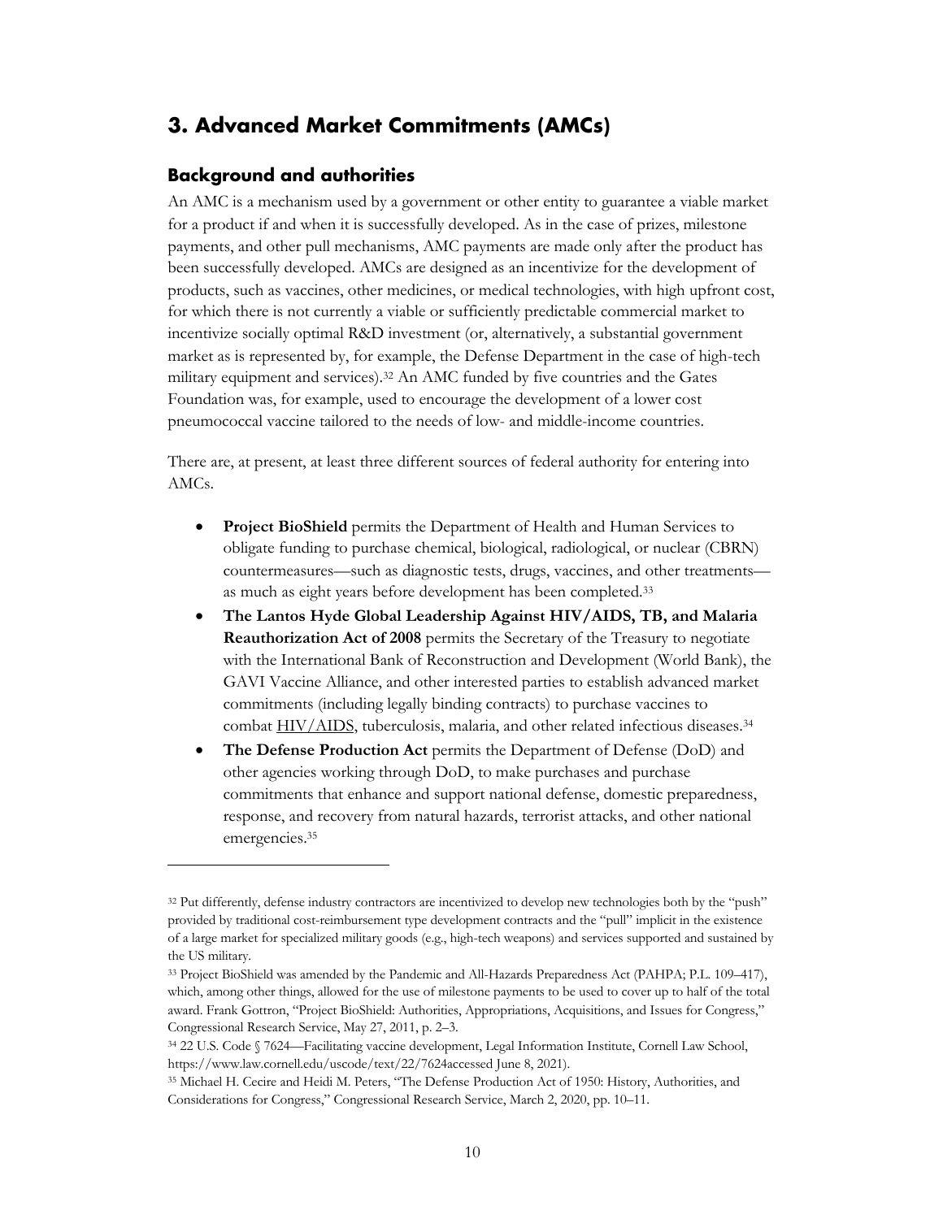## 3. Advanced Market Commitments (AMCs)

### Background and authorities

An AMC is a mechanism used by a government or other entity to guarantee a viable market for a product if and when it is successfully developed. As in the case of prizes, milestone payments, and other pull mechanisms, AMC payments are made only after the product has been successfully developed. AMCs are designed as an incentivize for the development of products, such as vaccines, other medicines, or medical technologies, with high upfront cost, for which there is not currently a viable or sufficiently predictable commercial market to incentivize socially optimal R&D investment (or, alternatively, a substantial government market as is represented by, for example, the Defense Department in the case of high-tech military equipment and services).[32] An AMC funded by five countries and the Gates Foundation was, for example, used to encourage the development of a lower cost pneumococcal vaccine tailored to the needs of low- and middle-income countries.

There are, at present, at least three different sources of federal authority for entering into AMCs.

- **Project BioShield** permits the Department of Health and Human Services to obligate funding to purchase chemical, biological, radiological, or nuclear (CBRN) countermeasures—such as diagnostic tests, drugs, vaccines, and other treatments—as much as eight years before development has been completed.[33]
- **The Lantos Hyde Global Leadership Against HIV/AIDS, TB, and Malaria Reauthorization Act of 2008** permits the Secretary of the Treasury to negotiate with the International Bank of Reconstruction and Development (World Bank), the GAVI Vaccine Alliance, and other interested parties to establish advanced market commitments (including legally binding contracts) to purchase vaccines to combat HIV/AIDS, tuberculosis, malaria, and other related infectious diseases.[34]
- **The Defense Production Act** permits the Department of Defense (DoD) and other agencies working through DoD, to make purchases and purchase commitments that enhance and support national defense, domestic preparedness, response, and recovery from natural hazards, terrorist attacks, and other national emergencies.[35]

---

[32] Put differently, defense industry contractors are incentivized to develop new technologies both by the "push" provided by traditional cost-reimbursement type development contracts and the "pull" implicit in the existence of a large market for specialized military goods (e.g., high-tech weapons) and services supported and sustained by the US military.

[33] Project BioShield was amended by the Pandemic and All-Hazards Preparedness Act (PAHPA; P.L. 109–417), which, among other things, allowed for the use of milestone payments to be used to cover up to half of the total award. Frank Gottron, "Project BioShield: Authorities, Appropriations, Acquisitions, and Issues for Congress," Congressional Research Service, May 27, 2011, p. 2–3.

[34] 22 U.S. Code § 7624—Facilitating vaccine development, Legal Information Institute, Cornell Law School, https://www.law.cornell.edu/uscode/text/22/7624accessed June 8, 2021).

[35] Michael H. Cecire and Heidi M. Peters, "The Defense Production Act of 1950: History, Authorities, and Considerations for Congress," Congressional Research Service, March 2, 2020, pp. 10–11.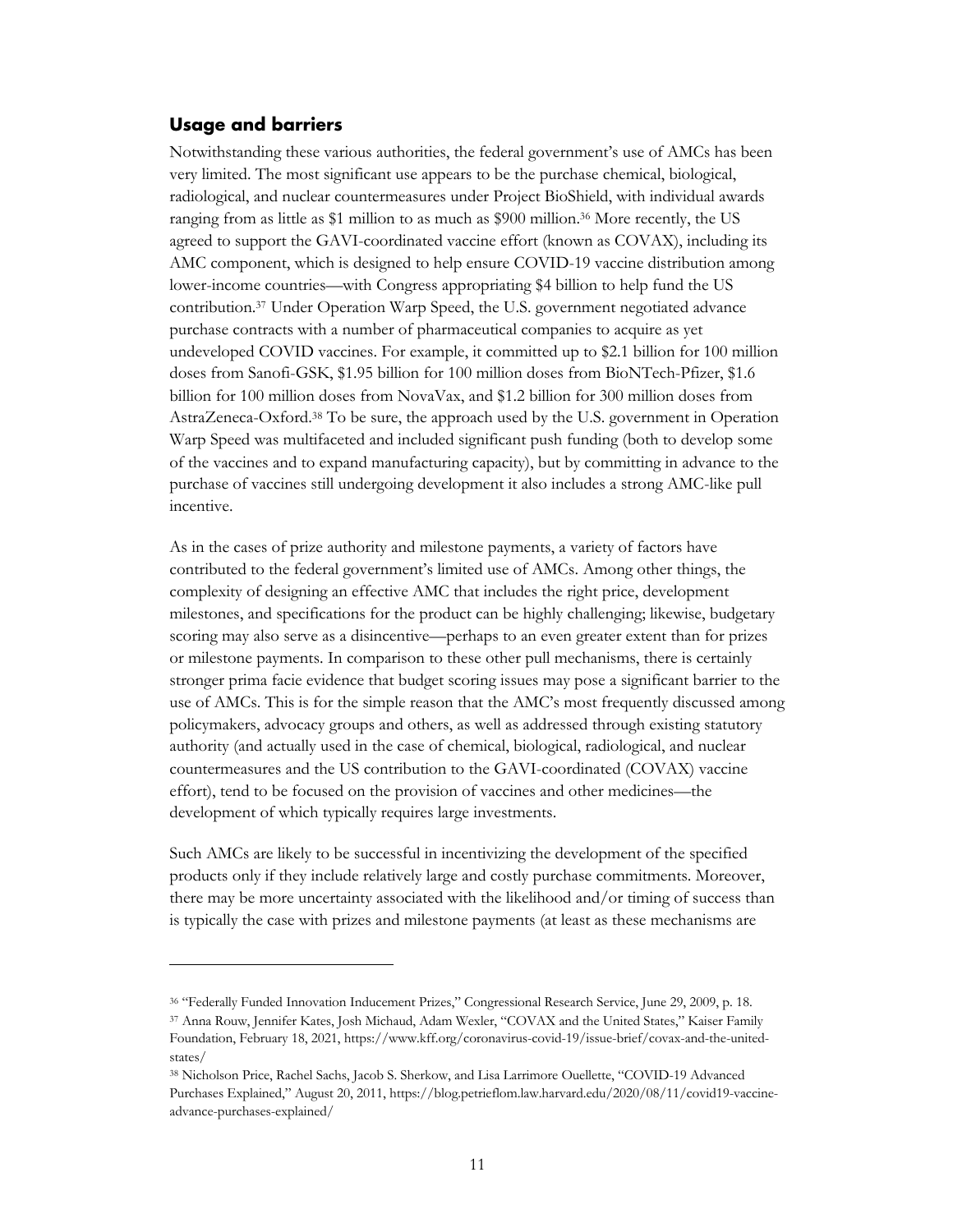## Usage and barriers

Notwithstanding these various authorities, the federal government's use of AMCs has been very limited. The most significant use appears to be the purchase chemical, biological, radiological, and nuclear countermeasures under Project BioShield, with individual awards ranging from as little as $1 million to as much as $900 million.[36] More recently, the US agreed to support the GAVI-coordinated vaccine effort (known as COVAX), including its AMC component, which is designed to help ensure COVID-19 vaccine distribution among lower-income countries—with Congress appropriating $4 billion to help fund the US contribution.[37] Under Operation Warp Speed, the U.S. government negotiated advance purchase contracts with a number of pharmaceutical companies to acquire as yet undeveloped COVID vaccines. For example, it committed up to $2.1 billion for 100 million doses from Sanofi-GSK, $1.95 billion for 100 million doses from BioNTech-Pfizer, $1.6 billion for 100 million doses from NovaVax, and $1.2 billion for 300 million doses from AstraZeneca-Oxford.[38] To be sure, the approach used by the U.S. government in Operation Warp Speed was multifaceted and included significant push funding (both to develop some of the vaccines and to expand manufacturing capacity), but by committing in advance to the purchase of vaccines still undergoing development it also includes a strong AMC-like pull incentive.

As in the cases of prize authority and milestone payments, a variety of factors have contributed to the federal government's limited use of AMCs. Among other things, the complexity of designing an effective AMC that includes the right price, development milestones, and specifications for the product can be highly challenging; likewise, budgetary scoring may also serve as a disincentive—perhaps to an even greater extent than for prizes or milestone payments. In comparison to these other pull mechanisms, there is certainly stronger prima facie evidence that budget scoring issues may pose a significant barrier to the use of AMCs. This is for the simple reason that the AMC's most frequently discussed among policymakers, advocacy groups and others, as well as addressed through existing statutory authority (and actually used in the case of chemical, biological, radiological, and nuclear countermeasures and the US contribution to the GAVI-coordinated (COVAX) vaccine effort), tend to be focused on the provision of vaccines and other medicines—the development of which typically requires large investments.

Such AMCs are likely to be successful in incentivizing the development of the specified products only if they include relatively large and costly purchase commitments. Moreover, there may be more uncertainty associated with the likelihood and/or timing of success than is typically the case with prizes and milestone payments (at least as these mechanisms are

---

[36] "Federally Funded Innovation Inducement Prizes," Congressional Research Service, June 29, 2009, p. 18.

[37] Anna Rouw, Jennifer Kates, Josh Michaud, Adam Wexler, "COVAX and the United States," Kaiser Family Foundation, February 18, 2021, https://www.kff.org/coronavirus-covid-19/issue-brief/covax-and-the-united-states/

[38] Nicholson Price, Rachel Sachs, Jacob S. Sherkow, and Lisa Larrimore Ouellette, "COVID-19 Advanced Purchases Explained," August 20, 2011, https://blog.petrieflom.law.harvard.edu/2020/08/11/covid19-vaccine-advance-purchases-explained/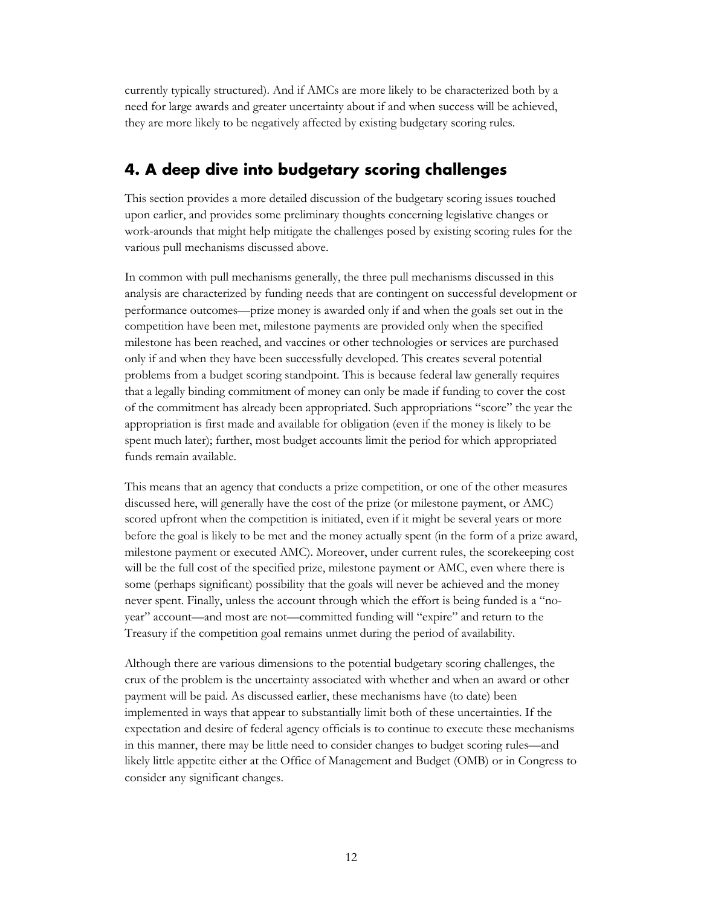currently typically structured). And if AMCs are more likely to be characterized both by a need for large awards and greater uncertainty about if and when success will be achieved, they are more likely to be negatively affected by existing budgetary scoring rules.

## 4. A deep dive into budgetary scoring challenges

This section provides a more detailed discussion of the budgetary scoring issues touched upon earlier, and provides some preliminary thoughts concerning legislative changes or work-arounds that might help mitigate the challenges posed by existing scoring rules for the various pull mechanisms discussed above.

In common with pull mechanisms generally, the three pull mechanisms discussed in this analysis are characterized by funding needs that are contingent on successful development or performance outcomes—prize money is awarded only if and when the goals set out in the competition have been met, milestone payments are provided only when the specified milestone has been reached, and vaccines or other technologies or services are purchased only if and when they have been successfully developed. This creates several potential problems from a budget scoring standpoint. This is because federal law generally requires that a legally binding commitment of money can only be made if funding to cover the cost of the commitment has already been appropriated. Such appropriations "score" the year the appropriation is first made and available for obligation (even if the money is likely to be spent much later); further, most budget accounts limit the period for which appropriated funds remain available.

This means that an agency that conducts a prize competition, or one of the other measures discussed here, will generally have the cost of the prize (or milestone payment, or AMC) scored upfront when the competition is initiated, even if it might be several years or more before the goal is likely to be met and the money actually spent (in the form of a prize award, milestone payment or executed AMC). Moreover, under current rules, the scorekeeping cost will be the full cost of the specified prize, milestone payment or AMC, even where there is some (perhaps significant) possibility that the goals will never be achieved and the money never spent. Finally, unless the account through which the effort is being funded is a "no-year" account—and most are not—committed funding will "expire" and return to the Treasury if the competition goal remains unmet during the period of availability.

Although there are various dimensions to the potential budgetary scoring challenges, the crux of the problem is the uncertainty associated with whether and when an award or other payment will be paid. As discussed earlier, these mechanisms have (to date) been implemented in ways that appear to substantially limit both of these uncertainties. If the expectation and desire of federal agency officials is to continue to execute these mechanisms in this manner, there may be little need to consider changes to budget scoring rules—and likely little appetite either at the Office of Management and Budget (OMB) or in Congress to consider any significant changes.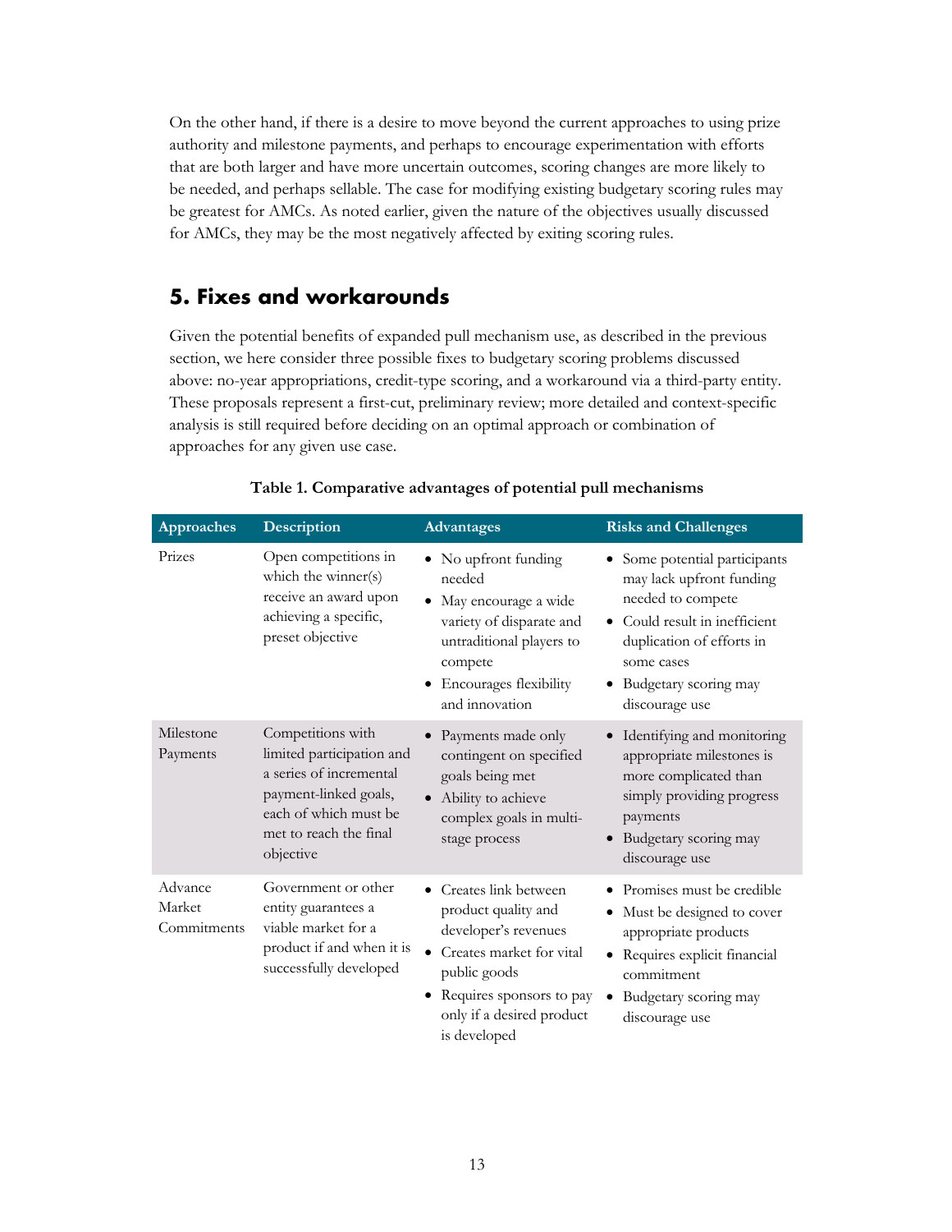On the other hand, if there is a desire to move beyond the current approaches to using prize authority and milestone payments, and perhaps to encourage experimentation with efforts that are both larger and have more uncertain outcomes, scoring changes are more likely to be needed, and perhaps sellable. The case for modifying existing budgetary scoring rules may be greatest for AMCs. As noted earlier, given the nature of the objectives usually discussed for AMCs, they may be the most negatively affected by exiting scoring rules.

## 5. Fixes and workarounds

Given the potential benefits of expanded pull mechanism use, as described in the previous section, we here consider three possible fixes to budgetary scoring problems discussed above: no-year appropriations, credit-type scoring, and a workaround via a third-party entity. These proposals represent a first-cut, preliminary review; more detailed and context-specific analysis is still required before deciding on an optimal approach or combination of approaches for any given use case.

**Table 1. Comparative advantages of potential pull mechanisms**

| Approaches | Description | Advantages | Risks and Challenges |
|---|---|---|---|
| Prizes | Open competitions in which the winner(s) receive an award upon achieving a specific, preset objective | • No upfront funding needed<br>• May encourage a wide variety of disparate and untraditional players to compete<br>• Encourages flexibility and innovation | • Some potential participants may lack upfront funding needed to compete<br>• Could result in inefficient duplication of efforts in some cases<br>• Budgetary scoring may discourage use |
| Milestone Payments | Competitions with limited participation and a series of incremental payment-linked goals, each of which must be met to reach the final objective | • Payments made only contingent on specified goals being met<br>• Ability to achieve complex goals in multi-stage process | • Identifying and monitoring appropriate milestones is more complicated than simply providing progress payments<br>• Budgetary scoring may discourage use |
| Advance Market Commitments | Government or other entity guarantees a viable market for a product if and when it is successfully developed | • Creates link between product quality and developer's revenues<br>• Creates market for vital public goods<br>• Requires sponsors to pay only if a desired product is developed | • Promises must be credible<br>• Must be designed to cover appropriate products<br>• Requires explicit financial commitment<br>• Budgetary scoring may discourage use |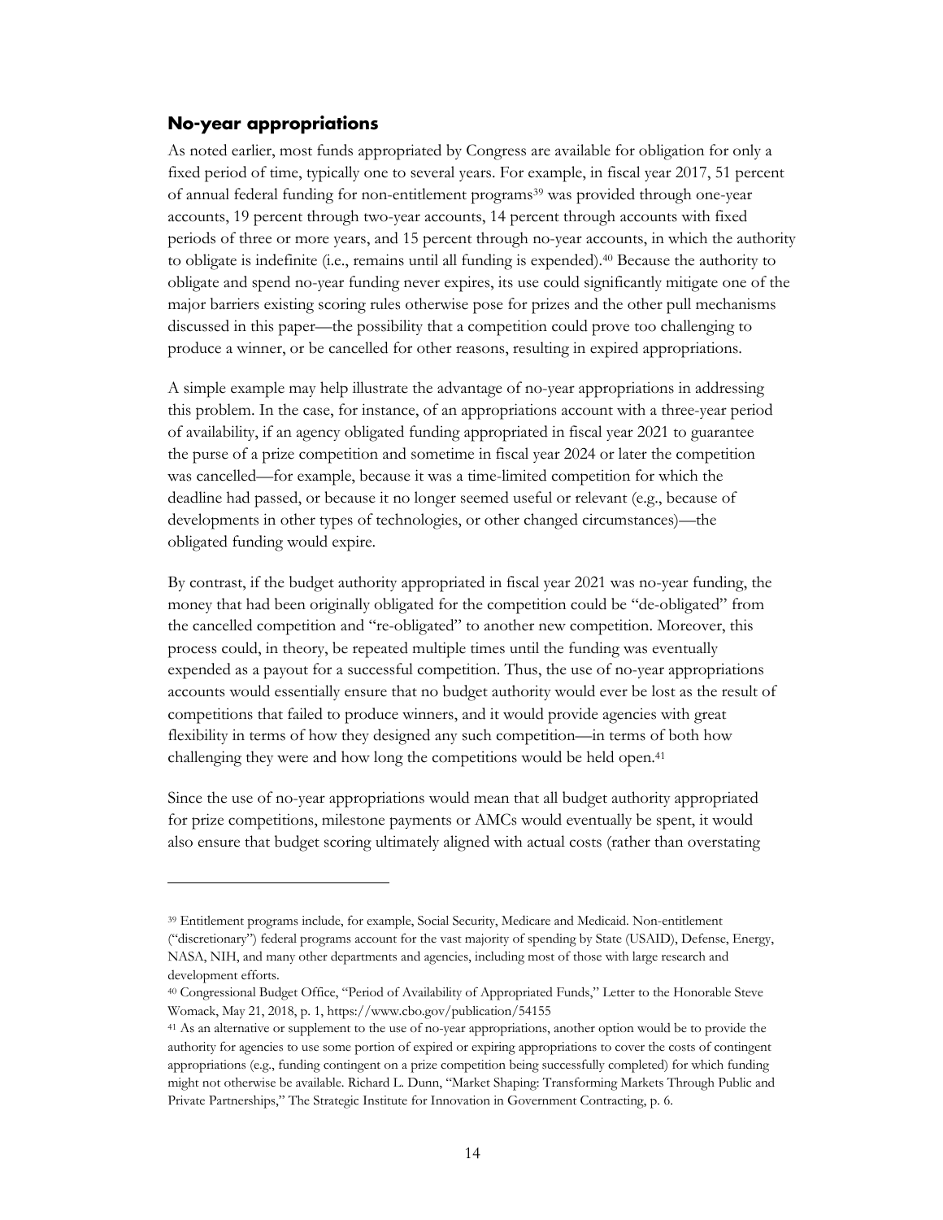### No-year appropriations

As noted earlier, most funds appropriated by Congress are available for obligation for only a fixed period of time, typically one to several years. For example, in fiscal year 2017, 51 percent of annual federal funding for non-entitlement programs[39] was provided through one-year accounts, 19 percent through two-year accounts, 14 percent through accounts with fixed periods of three or more years, and 15 percent through no-year accounts, in which the authority to obligate is indefinite (i.e., remains until all funding is expended).[40] Because the authority to obligate and spend no-year funding never expires, its use could significantly mitigate one of the major barriers existing scoring rules otherwise pose for prizes and the other pull mechanisms discussed in this paper—the possibility that a competition could prove too challenging to produce a winner, or be cancelled for other reasons, resulting in expired appropriations.

A simple example may help illustrate the advantage of no-year appropriations in addressing this problem. In the case, for instance, of an appropriations account with a three-year period of availability, if an agency obligated funding appropriated in fiscal year 2021 to guarantee the purse of a prize competition and sometime in fiscal year 2024 or later the competition was cancelled—for example, because it was a time-limited competition for which the deadline had passed, or because it no longer seemed useful or relevant (e.g., because of developments in other types of technologies, or other changed circumstances)—the obligated funding would expire.

By contrast, if the budget authority appropriated in fiscal year 2021 was no-year funding, the money that had been originally obligated for the competition could be "de-obligated" from the cancelled competition and "re-obligated" to another new competition. Moreover, this process could, in theory, be repeated multiple times until the funding was eventually expended as a payout for a successful competition. Thus, the use of no-year appropriations accounts would essentially ensure that no budget authority would ever be lost as the result of competitions that failed to produce winners, and it would provide agencies with great flexibility in terms of how they designed any such competition—in terms of both how challenging they were and how long the competitions would be held open.[41]

Since the use of no-year appropriations would mean that all budget authority appropriated for prize competitions, milestone payments or AMCs would eventually be spent, it would also ensure that budget scoring ultimately aligned with actual costs (rather than overstating

---

[39] Entitlement programs include, for example, Social Security, Medicare and Medicaid. Non-entitlement ("discretionary") federal programs account for the vast majority of spending by State (USAID), Defense, Energy, NASA, NIH, and many other departments and agencies, including most of those with large research and development efforts.

[40] Congressional Budget Office, "Period of Availability of Appropriated Funds," Letter to the Honorable Steve Womack, May 21, 2018, p. 1, https://www.cbo.gov/publication/54155

[41] As an alternative or supplement to the use of no-year appropriations, another option would be to provide the authority for agencies to use some portion of expired or expiring appropriations to cover the costs of contingent appropriations (e.g., funding contingent on a prize competition being successfully completed) for which funding might not otherwise be available. Richard L. Dunn, "Market Shaping: Transforming Markets Through Public and Private Partnerships," The Strategic Institute for Innovation in Government Contracting, p. 6.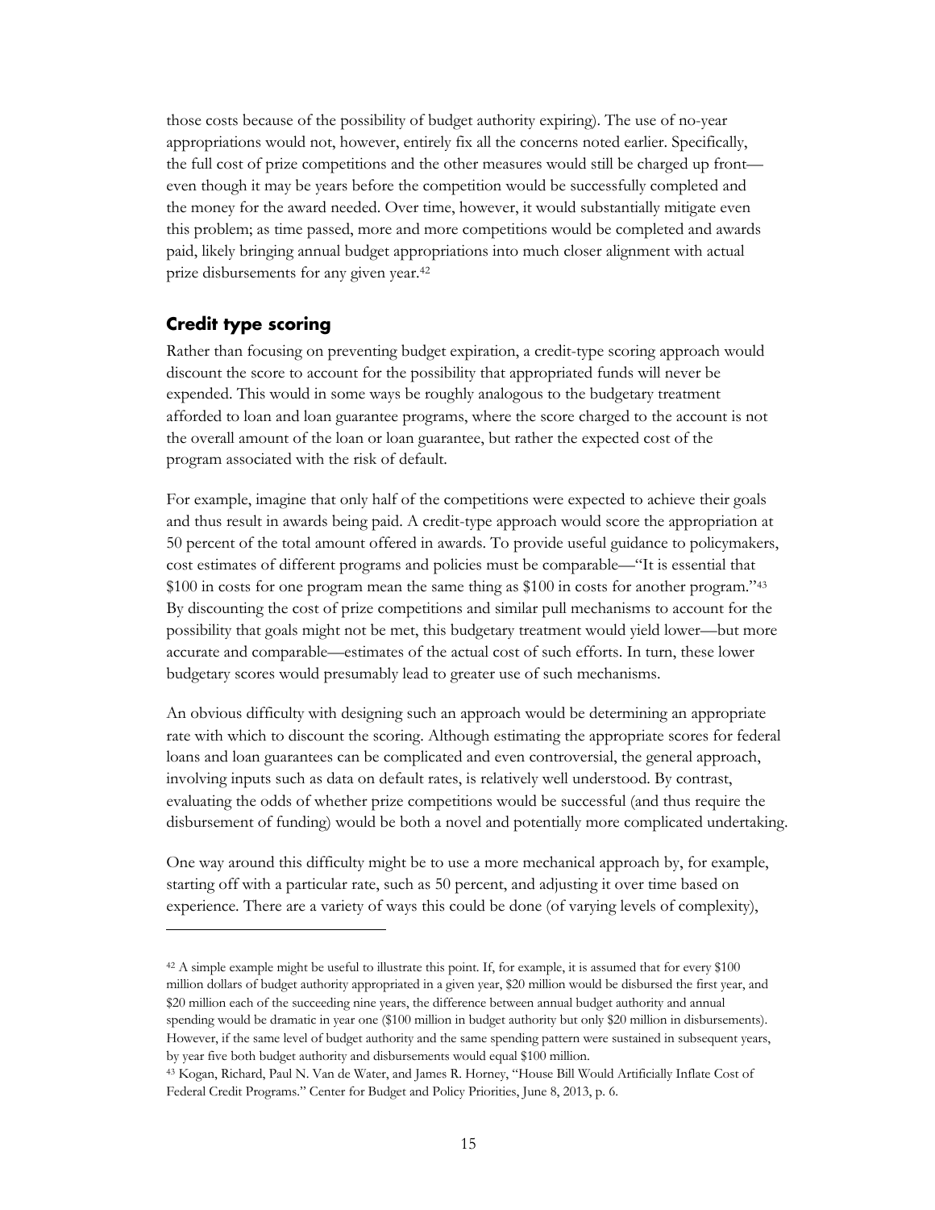those costs because of the possibility of budget authority expiring). The use of no-year appropriations would not, however, entirely fix all the concerns noted earlier. Specifically, the full cost of prize competitions and the other measures would still be charged up front—even though it may be years before the competition would be successfully completed and the money for the award needed. Over time, however, it would substantially mitigate even this problem; as time passed, more and more competitions would be completed and awards paid, likely bringing annual budget appropriations into much closer alignment with actual prize disbursements for any given year.[42]

## Credit type scoring

Rather than focusing on preventing budget expiration, a credit-type scoring approach would discount the score to account for the possibility that appropriated funds will never be expended. This would in some ways be roughly analogous to the budgetary treatment afforded to loan and loan guarantee programs, where the score charged to the account is not the overall amount of the loan or loan guarantee, but rather the expected cost of the program associated with the risk of default.

For example, imagine that only half of the competitions were expected to achieve their goals and thus result in awards being paid. A credit-type approach would score the appropriation at 50 percent of the total amount offered in awards. To provide useful guidance to policymakers, cost estimates of different programs and policies must be comparable—"It is essential that $100 in costs for one program mean the same thing as $100 in costs for another program."[43] By discounting the cost of prize competitions and similar pull mechanisms to account for the possibility that goals might not be met, this budgetary treatment would yield lower—but more accurate and comparable—estimates of the actual cost of such efforts. In turn, these lower budgetary scores would presumably lead to greater use of such mechanisms.

An obvious difficulty with designing such an approach would be determining an appropriate rate with which to discount the scoring. Although estimating the appropriate scores for federal loans and loan guarantees can be complicated and even controversial, the general approach, involving inputs such as data on default rates, is relatively well understood. By contrast, evaluating the odds of whether prize competitions would be successful (and thus require the disbursement of funding) would be both a novel and potentially more complicated undertaking.

One way around this difficulty might be to use a more mechanical approach by, for example, starting off with a particular rate, such as 50 percent, and adjusting it over time based on experience. There are a variety of ways this could be done (of varying levels of complexity),

---

[42] A simple example might be useful to illustrate this point. If, for example, it is assumed that for every $100 million dollars of budget authority appropriated in a given year, $20 million would be disbursed the first year, and $20 million each of the succeeding nine years, the difference between annual budget authority and annual spending would be dramatic in year one ($100 million in budget authority but only $20 million in disbursements). However, if the same level of budget authority and the same spending pattern were sustained in subsequent years, by year five both budget authority and disbursements would equal $100 million.

[43] Kogan, Richard, Paul N. Van de Water, and James R. Horney, "House Bill Would Artificially Inflate Cost of Federal Credit Programs." Center for Budget and Policy Priorities, June 8, 2013, p. 6.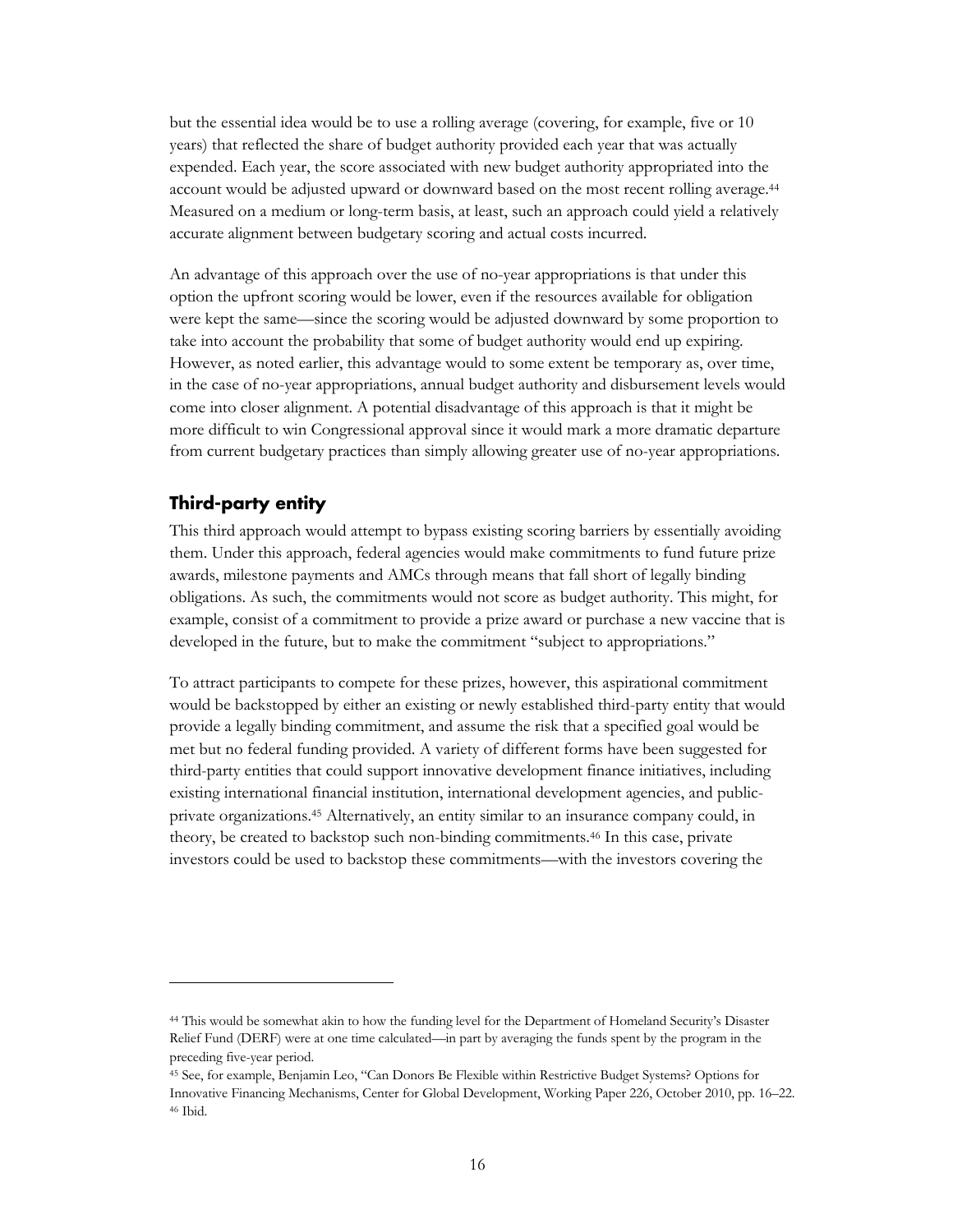but the essential idea would be to use a rolling average (covering, for example, five or 10 years) that reflected the share of budget authority provided each year that was actually expended. Each year, the score associated with new budget authority appropriated into the account would be adjusted upward or downward based on the most recent rolling average.[44] Measured on a medium or long-term basis, at least, such an approach could yield a relatively accurate alignment between budgetary scoring and actual costs incurred.

An advantage of this approach over the use of no-year appropriations is that under this option the upfront scoring would be lower, even if the resources available for obligation were kept the same—since the scoring would be adjusted downward by some proportion to take into account the probability that some of budget authority would end up expiring. However, as noted earlier, this advantage would to some extent be temporary as, over time, in the case of no-year appropriations, annual budget authority and disbursement levels would come into closer alignment. A potential disadvantage of this approach is that it might be more difficult to win Congressional approval since it would mark a more dramatic departure from current budgetary practices than simply allowing greater use of no-year appropriations.

## Third-party entity

This third approach would attempt to bypass existing scoring barriers by essentially avoiding them. Under this approach, federal agencies would make commitments to fund future prize awards, milestone payments and AMCs through means that fall short of legally binding obligations. As such, the commitments would not score as budget authority. This might, for example, consist of a commitment to provide a prize award or purchase a new vaccine that is developed in the future, but to make the commitment "subject to appropriations."

To attract participants to compete for these prizes, however, this aspirational commitment would be backstopped by either an existing or newly established third-party entity that would provide a legally binding commitment, and assume the risk that a specified goal would be met but no federal funding provided. A variety of different forms have been suggested for third-party entities that could support innovative development finance initiatives, including existing international financial institution, international development agencies, and public-private organizations.[45] Alternatively, an entity similar to an insurance company could, in theory, be created to backstop such non-binding commitments.[46] In this case, private investors could be used to backstop these commitments—with the investors covering the

---

[44] This would be somewhat akin to how the funding level for the Department of Homeland Security's Disaster Relief Fund (DERF) were at one time calculated—in part by averaging the funds spent by the program in the preceding five-year period.

[45] See, for example, Benjamin Leo, "Can Donors Be Flexible within Restrictive Budget Systems? Options for Innovative Financing Mechanisms, Center for Global Development, Working Paper 226, October 2010, pp. 16–22.

[46] Ibid.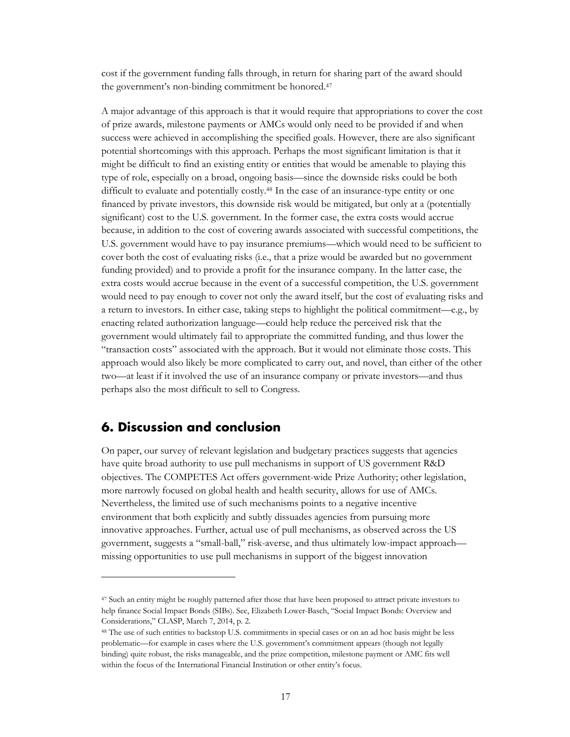cost if the government funding falls through, in return for sharing part of the award should the government's non-binding commitment be honored.[47]

A major advantage of this approach is that it would require that appropriations to cover the cost of prize awards, milestone payments or AMCs would only need to be provided if and when success were achieved in accomplishing the specified goals. However, there are also significant potential shortcomings with this approach. Perhaps the most significant limitation is that it might be difficult to find an existing entity or entities that would be amenable to playing this type of role, especially on a broad, ongoing basis—since the downside risks could be both difficult to evaluate and potentially costly.[48] In the case of an insurance-type entity or one financed by private investors, this downside risk would be mitigated, but only at a (potentially significant) cost to the U.S. government. In the former case, the extra costs would accrue because, in addition to the cost of covering awards associated with successful competitions, the U.S. government would have to pay insurance premiums—which would need to be sufficient to cover both the cost of evaluating risks (i.e., that a prize would be awarded but no government funding provided) and to provide a profit for the insurance company. In the latter case, the extra costs would accrue because in the event of a successful competition, the U.S. government would need to pay enough to cover not only the award itself, but the cost of evaluating risks and a return to investors. In either case, taking steps to highlight the political commitment—e.g., by enacting related authorization language—could help reduce the perceived risk that the government would ultimately fail to appropriate the committed funding, and thus lower the "transaction costs" associated with the approach. But it would not eliminate those costs. This approach would also likely be more complicated to carry out, and novel, than either of the other two—at least if it involved the use of an insurance company or private investors—and thus perhaps also the most difficult to sell to Congress.

## 6. Discussion and conclusion

On paper, our survey of relevant legislation and budgetary practices suggests that agencies have quite broad authority to use pull mechanisms in support of US government R&D objectives. The COMPETES Act offers government-wide Prize Authority; other legislation, more narrowly focused on global health and health security, allows for use of AMCs. Nevertheless, the limited use of such mechanisms points to a negative incentive environment that both explicitly and subtly dissuades agencies from pursuing more innovative approaches. Further, actual use of pull mechanisms, as observed across the US government, suggests a "small-ball," risk-averse, and thus ultimately low-impact approach—missing opportunities to use pull mechanisms in support of the biggest innovation

---

[47] Such an entity might be roughly patterned after those that have been proposed to attract private investors to help finance Social Impact Bonds (SIBs). See, Elizabeth Lower-Basch, "Social Impact Bonds: Overview and Considerations," CLASP, March 7, 2014, p. 2.

[48] The use of such entities to backstop U.S. commitments in special cases or on an ad hoc basis might be less problematic—for example in cases where the U.S. government's commitment appears (though not legally binding) quite robust, the risks manageable, and the prize competition, milestone payment or AMC fits well within the focus of the International Financial Institution or other entity's focus.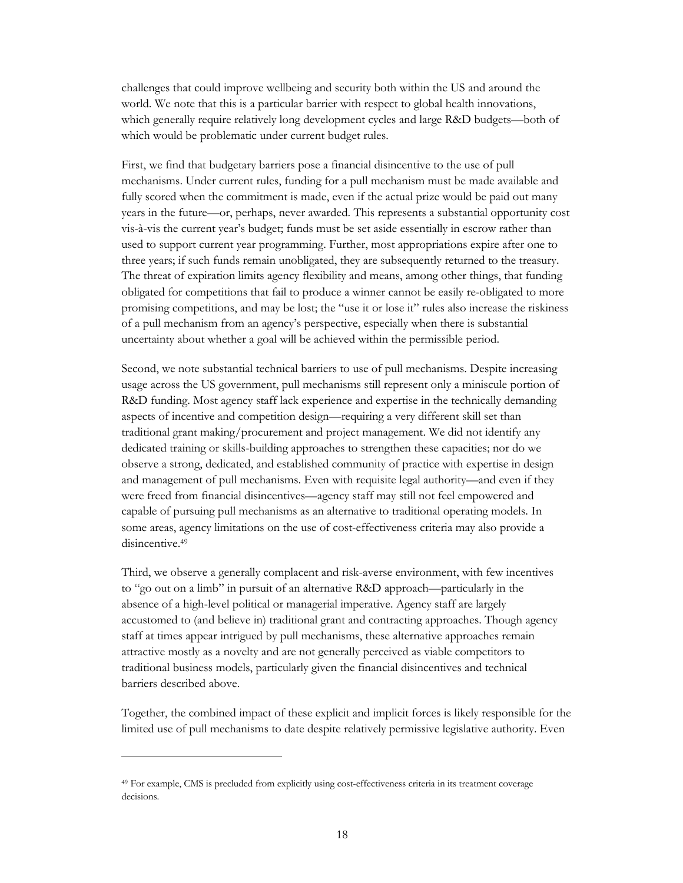challenges that could improve wellbeing and security both within the US and around the world. We note that this is a particular barrier with respect to global health innovations, which generally require relatively long development cycles and large R&D budgets—both of which would be problematic under current budget rules.

First, we find that budgetary barriers pose a financial disincentive to the use of pull mechanisms. Under current rules, funding for a pull mechanism must be made available and fully scored when the commitment is made, even if the actual prize would be paid out many years in the future—or, perhaps, never awarded. This represents a substantial opportunity cost vis-à-vis the current year's budget; funds must be set aside essentially in escrow rather than used to support current year programming. Further, most appropriations expire after one to three years; if such funds remain unobligated, they are subsequently returned to the treasury. The threat of expiration limits agency flexibility and means, among other things, that funding obligated for competitions that fail to produce a winner cannot be easily re-obligated to more promising competitions, and may be lost; the "use it or lose it" rules also increase the riskiness of a pull mechanism from an agency's perspective, especially when there is substantial uncertainty about whether a goal will be achieved within the permissible period.

Second, we note substantial technical barriers to use of pull mechanisms. Despite increasing usage across the US government, pull mechanisms still represent only a miniscule portion of R&D funding. Most agency staff lack experience and expertise in the technically demanding aspects of incentive and competition design—requiring a very different skill set than traditional grant making/procurement and project management. We did not identify any dedicated training or skills-building approaches to strengthen these capacities; nor do we observe a strong, dedicated, and established community of practice with expertise in design and management of pull mechanisms. Even with requisite legal authority—and even if they were freed from financial disincentives—agency staff may still not feel empowered and capable of pursuing pull mechanisms as an alternative to traditional operating models. In some areas, agency limitations on the use of cost-effectiveness criteria may also provide a disincentive.[49]

Third, we observe a generally complacent and risk-averse environment, with few incentives to "go out on a limb" in pursuit of an alternative R&D approach—particularly in the absence of a high-level political or managerial imperative. Agency staff are largely accustomed to (and believe in) traditional grant and contracting approaches. Though agency staff at times appear intrigued by pull mechanisms, these alternative approaches remain attractive mostly as a novelty and are not generally perceived as viable competitors to traditional business models, particularly given the financial disincentives and technical barriers described above.

Together, the combined impact of these explicit and implicit forces is likely responsible for the limited use of pull mechanisms to date despite relatively permissive legislative authority. Even

---

[49] For example, CMS is precluded from explicitly using cost-effectiveness criteria in its treatment coverage decisions.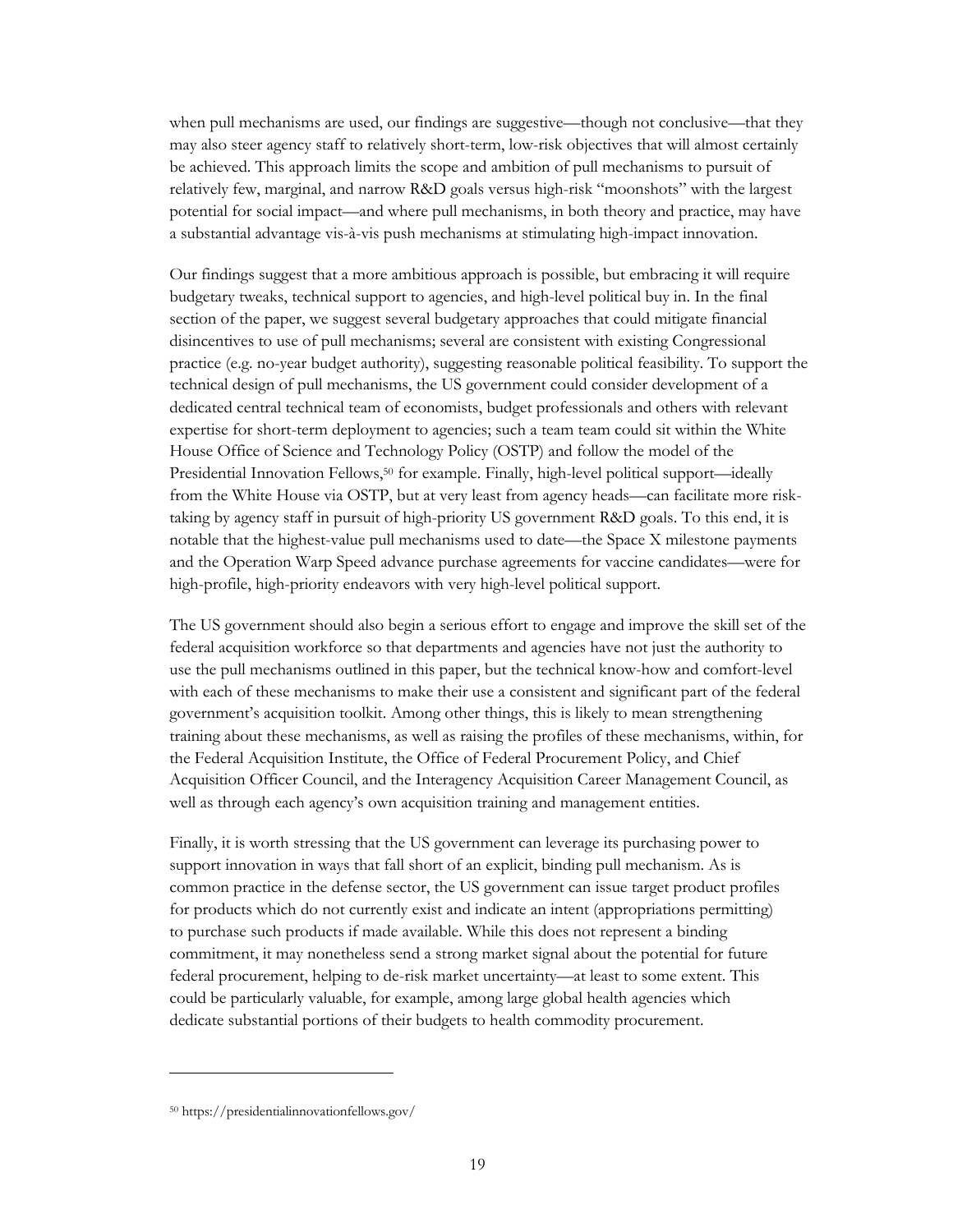when pull mechanisms are used, our findings are suggestive—though not conclusive—that they may also steer agency staff to relatively short-term, low-risk objectives that will almost certainly be achieved. This approach limits the scope and ambition of pull mechanisms to pursuit of relatively few, marginal, and narrow R&D goals versus high-risk "moonshots" with the largest potential for social impact—and where pull mechanisms, in both theory and practice, may have a substantial advantage vis-à-vis push mechanisms at stimulating high-impact innovation.

Our findings suggest that a more ambitious approach is possible, but embracing it will require budgetary tweaks, technical support to agencies, and high-level political buy in. In the final section of the paper, we suggest several budgetary approaches that could mitigate financial disincentives to use of pull mechanisms; several are consistent with existing Congressional practice (e.g. no-year budget authority), suggesting reasonable political feasibility. To support the technical design of pull mechanisms, the US government could consider development of a dedicated central technical team of economists, budget professionals and others with relevant expertise for short-term deployment to agencies; such a team team could sit within the White House Office of Science and Technology Policy (OSTP) and follow the model of the Presidential Innovation Fellows,[50] for example. Finally, high-level political support—ideally from the White House via OSTP, but at very least from agency heads—can facilitate more risk-taking by agency staff in pursuit of high-priority US government R&D goals. To this end, it is notable that the highest-value pull mechanisms used to date—the Space X milestone payments and the Operation Warp Speed advance purchase agreements for vaccine candidates—were for high-profile, high-priority endeavors with very high-level political support.

The US government should also begin a serious effort to engage and improve the skill set of the federal acquisition workforce so that departments and agencies have not just the authority to use the pull mechanisms outlined in this paper, but the technical know-how and comfort-level with each of these mechanisms to make their use a consistent and significant part of the federal government's acquisition toolkit. Among other things, this is likely to mean strengthening training about these mechanisms, as well as raising the profiles of these mechanisms, within, for the Federal Acquisition Institute, the Office of Federal Procurement Policy, and Chief Acquisition Officer Council, and the Interagency Acquisition Career Management Council, as well as through each agency's own acquisition training and management entities.

Finally, it is worth stressing that the US government can leverage its purchasing power to support innovation in ways that fall short of an explicit, binding pull mechanism. As is common practice in the defense sector, the US government can issue target product profiles for products which do not currently exist and indicate an intent (appropriations permitting) to purchase such products if made available. While this does not represent a binding commitment, it may nonetheless send a strong market signal about the potential for future federal procurement, helping to de-risk market uncertainty—at least to some extent. This could be particularly valuable, for example, among large global health agencies which dedicate substantial portions of their budgets to health commodity procurement.

---

[50] https://presidentialinnovationfellows.gov/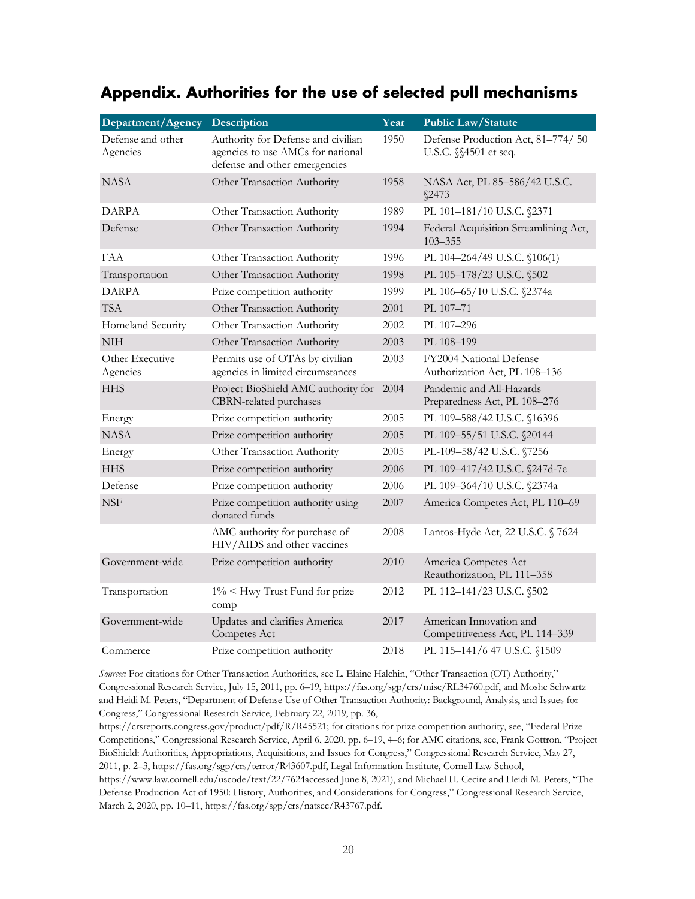## Appendix. Authorities for the use of selected pull mechanisms

| Department/Agency | Description | Year | Public Law/Statute |
|---|---|---|---|
| Defense and other Agencies | Authority for Defense and civilian agencies to use AMCs for national defense and other emergencies | 1950 | Defense Production Act, 81–774/ 50 U.S.C. §§4501 et seq. |
| NASA | Other Transaction Authority | 1958 | NASA Act, PL 85–586/42 U.S.C. §2473 |
| DARPA | Other Transaction Authority | 1989 | PL 101–181/10 U.S.C. §2371 |
| Defense | Other Transaction Authority | 1994 | Federal Acquisition Streamlining Act, 103–355 |
| FAA | Other Transaction Authority | 1996 | PL 104–264/49 U.S.C. §106(1) |
| Transportation | Other Transaction Authority | 1998 | PL 105–178/23 U.S.C. §502 |
| DARPA | Prize competition authority | 1999 | PL 106–65/10 U.S.C. §2374a |
| TSA | Other Transaction Authority | 2001 | PL 107–71 |
| Homeland Security | Other Transaction Authority | 2002 | PL 107–296 |
| NIH | Other Transaction Authority | 2003 | PL 108–199 |
| Other Executive Agencies | Permits use of OTAs by civilian agencies in limited circumstances | 2003 | FY2004 National Defense Authorization Act, PL 108–136 |
| HHS | Project BioShield AMC authority for CBRN-related purchases | 2004 | Pandemic and All-Hazards Preparedness Act, PL 108–276 |
| Energy | Prize competition authority | 2005 | PL 109–588/42 U.S.C. §16396 |
| NASA | Prize competition authority | 2005 | PL 109–55/51 U.S.C. §20144 |
| Energy | Other Transaction Authority | 2005 | PL-109–58/42 U.S.C. §7256 |
| HHS | Prize competition authority | 2006 | PL 109–417/42 U.S.C. §247d-7e |
| Defense | Prize competition authority | 2006 | PL 109–364/10 U.S.C. §2374a |
| NSF | Prize competition authority using donated funds | 2007 | America Competes Act, PL 110–69 |
| | AMC authority for purchase of HIV/AIDS and other vaccines | 2008 | Lantos-Hyde Act, 22 U.S.C. § 7624 |
| Government-wide | Prize competition authority | 2010 | America Competes Act Reauthorization, PL 111–358 |
| Transportation | 1% < Hwy Trust Fund for prize comp | 2012 | PL 112–141/23 U.S.C. §502 |
| Government-wide | Updates and clarifies America Competes Act | 2017 | American Innovation and Competitiveness Act, PL 114–339 |
| Commerce | Prize competition authority | 2018 | PL 115–141/6 47 U.S.C. §1509 |

*Sources:* For citations for Other Transaction Authorities, see L. Elaine Halchin, "Other Transaction (OT) Authority," Congressional Research Service, July 15, 2011, pp. 6–19, https://fas.org/sgp/crs/misc/RL34760.pdf, and Moshe Schwartz and Heidi M. Peters, "Department of Defense Use of Other Transaction Authority: Background, Analysis, and Issues for Congress," Congressional Research Service, February 22, 2019, pp. 36, https://crsreports.congress.gov/product/pdf/R/R45521; for citations for prize competition authority, see, "Federal Prize Competitions," Congressional Research Service, April 6, 2020, pp. 6–19, 4–6; for AMC citations, see, Frank Gottron, "Project BioShield: Authorities, Appropriations, Acquisitions, and Issues for Congress," Congressional Research Service, May 27, 2011, p. 2–3, https://fas.org/sgp/crs/terror/R43607.pdf, Legal Information Institute, Cornell Law School, https://www.law.cornell.edu/uscode/text/22/7624accessed June 8, 2021), and Michael H. Cecire and Heidi M. Peters, "The Defense Production Act of 1950: History, Authorities, and Considerations for Congress," Congressional Research Service, March 2, 2020, pp. 10–11, https://fas.org/sgp/crs/natsec/R43767.pdf.